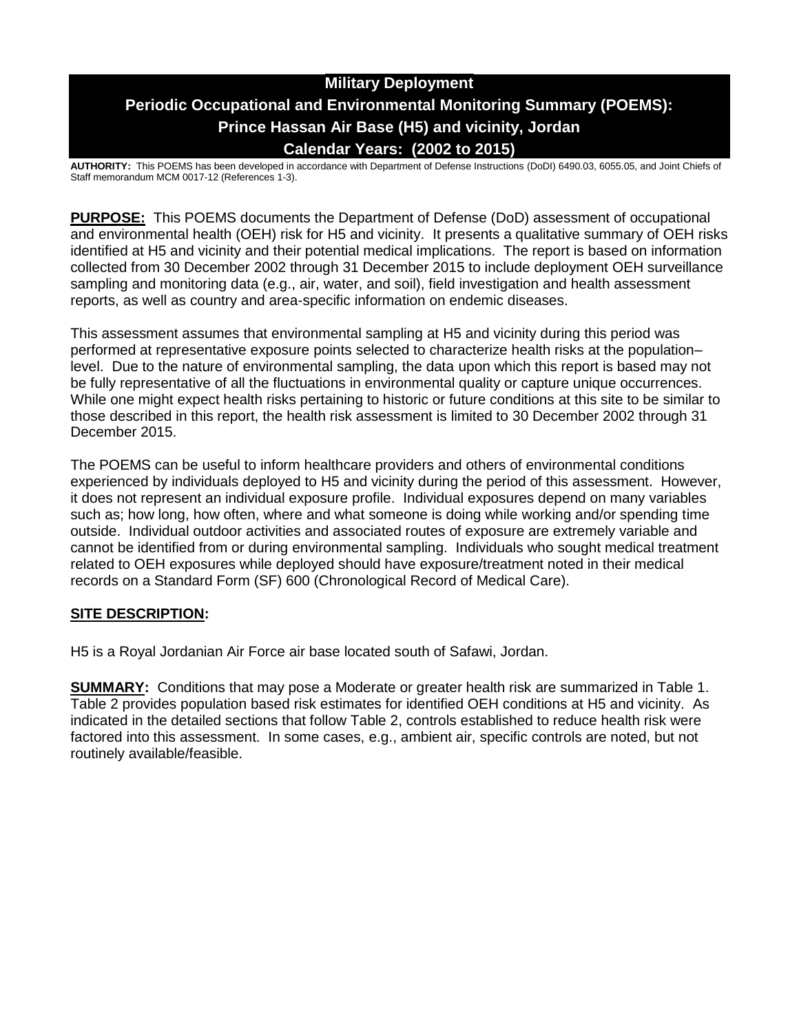# Military Deployment
# Periodic Occupational and Environmental Monitoring Summary (POEMS): Prince Hassan Air Base (H5) and vicinity, Jordan
# Calendar Years: (2002 to 2015)

**AUTHORITY:** This POEMS has been developed in accordance with Department of Defense Instructions (DoDI) 6490.03, 6055.05, and Joint Chiefs of Staff memorandum MCM 0017-12 (References 1-3).

**PURPOSE:** This POEMS documents the Department of Defense (DoD) assessment of occupational and environmental health (OEH) risk for H5 and vicinity. It presents a qualitative summary of OEH risks identified at H5 and vicinity and their potential medical implications. The report is based on information collected from 30 December 2002 through 31 December 2015 to include deployment OEH surveillance sampling and monitoring data (e.g., air, water, and soil), field investigation and health assessment reports, as well as country and area-specific information on endemic diseases.

This assessment assumes that environmental sampling at H5 and vicinity during this period was performed at representative exposure points selected to characterize health risks at the population–level. Due to the nature of environmental sampling, the data upon which this report is based may not be fully representative of all the fluctuations in environmental quality or capture unique occurrences. While one might expect health risks pertaining to historic or future conditions at this site to be similar to those described in this report, the health risk assessment is limited to 30 December 2002 through 31 December 2015.

The POEMS can be useful to inform healthcare providers and others of environmental conditions experienced by individuals deployed to H5 and vicinity during the period of this assessment. However, it does not represent an individual exposure profile. Individual exposures depend on many variables such as; how long, how often, where and what someone is doing while working and/or spending time outside. Individual outdoor activities and associated routes of exposure are extremely variable and cannot be identified from or during environmental sampling. Individuals who sought medical treatment related to OEH exposures while deployed should have exposure/treatment noted in their medical records on a Standard Form (SF) 600 (Chronological Record of Medical Care).

## SITE DESCRIPTION:

H5 is a Royal Jordanian Air Force air base located south of Safawi, Jordan.

**SUMMARY:** Conditions that may pose a Moderate or greater health risk are summarized in Table 1. Table 2 provides population based risk estimates for identified OEH conditions at H5 and vicinity. As indicated in the detailed sections that follow Table 2, controls established to reduce health risk were factored into this assessment. In some cases, e.g., ambient air, specific controls are noted, but not routinely available/feasible.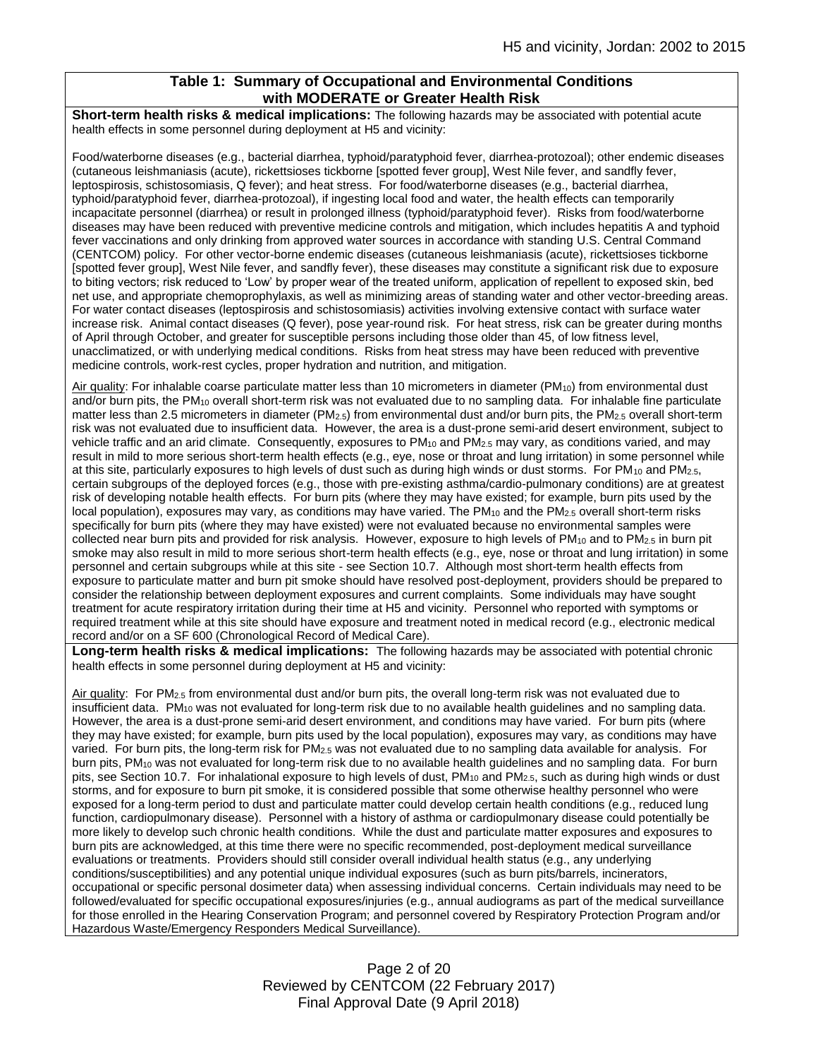## Table 1: Summary of Occupational and Environmental Conditions with MODERATE or Greater Health Risk

**Short-term health risks & medical implications:** The following hazards may be associated with potential acute health effects in some personnel during deployment at H5 and vicinity:

Food/waterborne diseases (e.g., bacterial diarrhea, typhoid/paratyphoid fever, diarrhea-protozoal); other endemic diseases (cutaneous leishmaniasis (acute), rickettsioses tickborne [spotted fever group], West Nile fever, and sandfly fever, leptospirosis, schistosomiasis, Q fever); and heat stress. For food/waterborne diseases (e.g., bacterial diarrhea, typhoid/paratyphoid fever, diarrhea-protozoal), if ingesting local food and water, the health effects can temporarily incapacitate personnel (diarrhea) or result in prolonged illness (typhoid/paratyphoid fever). Risks from food/waterborne diseases may have been reduced with preventive medicine controls and mitigation, which includes hepatitis A and typhoid fever vaccinations and only drinking from approved water sources in accordance with standing U.S. Central Command (CENTCOM) policy. For other vector-borne endemic diseases (cutaneous leishmaniasis (acute), rickettsioses tickborne [spotted fever group], West Nile fever, and sandfly fever), these diseases may constitute a significant risk due to exposure to biting vectors; risk reduced to 'Low' by proper wear of the treated uniform, application of repellent to exposed skin, bed net use, and appropriate chemoprophylaxis, as well as minimizing areas of standing water and other vector-breeding areas. For water contact diseases (leptospirosis and schistosomiasis) activities involving extensive contact with surface water increase risk. Animal contact diseases (Q fever), pose year-round risk. For heat stress, risk can be greater during months of April through October, and greater for susceptible persons including those older than 45, of low fitness level, unacclimatized, or with underlying medical conditions. Risks from heat stress may have been reduced with preventive medicine controls, work-rest cycles, proper hydration and nutrition, and mitigation.

Air quality: For inhalable coarse particulate matter less than 10 micrometers in diameter ($PM_{10}$) from environmental dust and/or burn pits, the $PM_{10}$ overall short-term risk was not evaluated due to no sampling data. For inhalable fine particulate matter less than 2.5 micrometers in diameter ($PM_{2.5}$) from environmental dust and/or burn pits, the $PM_{2.5}$ overall short-term risk was not evaluated due to insufficient data. However, the area is a dust-prone semi-arid desert environment, subject to vehicle traffic and an arid climate. Consequently, exposures to $PM_{10}$ and $PM_{2.5}$ may vary, as conditions varied, and may result in mild to more serious short-term health effects (e.g., eye, nose or throat and lung irritation) in some personnel while at this site, particularly exposures to high levels of dust such as during high winds or dust storms. For $PM_{10}$ and $PM_{2.5}$, certain subgroups of the deployed forces (e.g., those with pre-existing asthma/cardio-pulmonary conditions) are at greatest risk of developing notable health effects. For burn pits (where they may have existed; for example, burn pits used by the local population), exposures may vary, as conditions may have varied. The $PM_{10}$ and the $PM_{2.5}$ overall short-term risks specifically for burn pits (where they may have existed) were not evaluated because no environmental samples were collected near burn pits and provided for risk analysis. However, exposure to high levels of $PM_{10}$ and to $PM_{2.5}$ in burn pit smoke may also result in mild to more serious short-term health effects (e.g., eye, nose or throat and lung irritation) in some personnel and certain subgroups while at this site - see Section 10.7. Although most short-term health effects from exposure to particulate matter and burn pit smoke should have resolved post-deployment, providers should be prepared to consider the relationship between deployment exposures and current complaints. Some individuals may have sought treatment for acute respiratory irritation during their time at H5 and vicinity. Personnel who reported with symptoms or required treatment while at this site should have exposure and treatment noted in medical record (e.g., electronic medical record and/or on a SF 600 (Chronological Record of Medical Care).

**Long-term health risks & medical implications:** The following hazards may be associated with potential chronic health effects in some personnel during deployment at H5 and vicinity:

Air quality: For $PM_{2.5}$ from environmental dust and/or burn pits, the overall long-term risk was not evaluated due to insufficient data. $PM_{10}$ was not evaluated for long-term risk due to no available health guidelines and no sampling data. However, the area is a dust-prone semi-arid desert environment, and conditions may have varied. For burn pits (where they may have existed; for example, burn pits used by the local population), exposures may vary, as conditions may have varied. For burn pits, the long-term risk for $PM_{2.5}$ was not evaluated due to no sampling data available for analysis. For burn pits, $PM_{10}$ was not evaluated for long-term risk due to no available health guidelines and no sampling data. For burn pits, see Section 10.7. For inhalational exposure to high levels of dust, $PM_{10}$ and $PM_{2.5}$, such as during high winds or dust storms, and for exposure to burn pit smoke, it is considered possible that some otherwise healthy personnel who were exposed for a long-term period to dust and particulate matter could develop certain health conditions (e.g., reduced lung function, cardiopulmonary disease). Personnel with a history of asthma or cardiopulmonary disease could potentially be more likely to develop such chronic health conditions. While the dust and particulate matter exposures and exposures to burn pits are acknowledged, at this time there were no specific recommended, post-deployment medical surveillance evaluations or treatments. Providers should still consider overall individual health status (e.g., any underlying conditions/susceptibilities) and any potential unique individual exposures (such as burn pits/barrels, incinerators, occupational or specific personal dosimeter data) when assessing individual concerns. Certain individuals may need to be followed/evaluated for specific occupational exposures/injuries (e.g., annual audiograms as part of the medical surveillance for those enrolled in the Hearing Conservation Program; and personnel covered by Respiratory Protection Program and/or Hazardous Waste/Emergency Responders Medical Surveillance).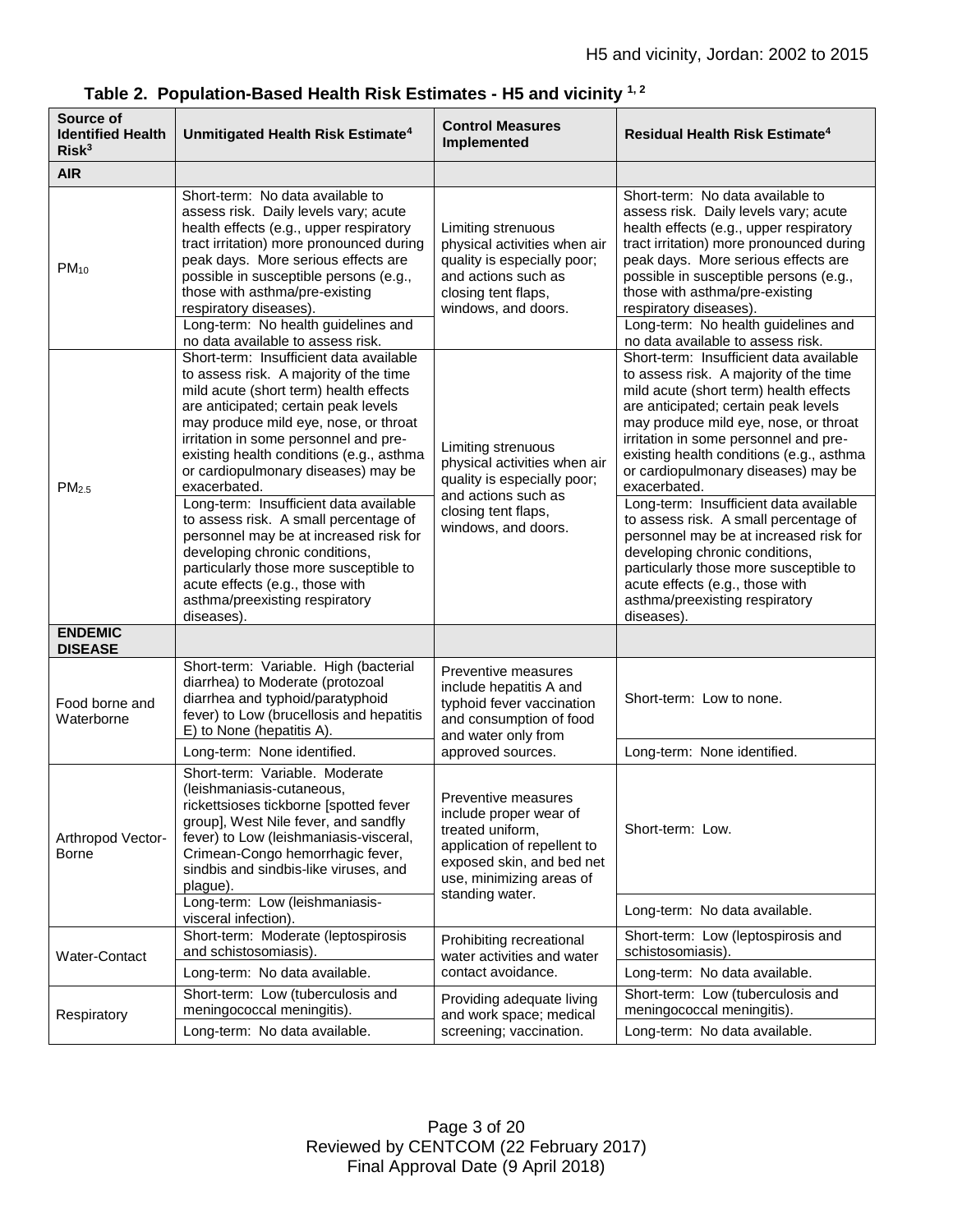**Table 2. Population-Based Health Risk Estimates - H5 and vicinity [1, 2]**

| Source of Identified Health Risk[3] | Unmitigated Health Risk Estimate[4] | Control Measures Implemented | Residual Health Risk Estimate[4] |
|---|---|---|---|
| **AIR** | | | |
| $PM_{10}$ | Short-term: No data available to assess risk. Daily levels vary; acute health effects (e.g., upper respiratory tract irritation) more pronounced during peak days. More serious effects are possible in susceptible persons (e.g., those with asthma/pre-existing respiratory diseases). | Limiting strenuous physical activities when air quality is especially poor; and actions such as closing tent flaps, windows, and doors. | Short-term: No data available to assess risk. Daily levels vary; acute health effects (e.g., upper respiratory tract irritation) more pronounced during peak days. More serious effects are possible in susceptible persons (e.g., those with asthma/pre-existing respiratory diseases). |
| | Long-term: No health guidelines and no data available to assess risk. | | Long-term: No health guidelines and no data available to assess risk. |
| $PM_{2.5}$ | Short-term: Insufficient data available to assess risk. A majority of the time mild acute (short term) health effects are anticipated; certain peak levels may produce mild eye, nose, or throat irritation in some personnel and pre-existing health conditions (e.g., asthma or cardiopulmonary diseases) may be exacerbated. | Limiting strenuous physical activities when air quality is especially poor; and actions such as closing tent flaps, windows, and doors. | Short-term: Insufficient data available to assess risk. A majority of the time mild acute (short term) health effects are anticipated; certain peak levels may produce mild eye, nose, or throat irritation in some personnel and pre-existing health conditions (e.g., asthma or cardiopulmonary diseases) may be exacerbated. |
| | Long-term: Insufficient data available to assess risk. A small percentage of personnel may be at increased risk for developing chronic conditions, particularly those more susceptible to acute effects (e.g., those with asthma/preexisting respiratory diseases). | | Long-term: Insufficient data available to assess risk. A small percentage of personnel may be at increased risk for developing chronic conditions, particularly those more susceptible to acute effects (e.g., those with asthma/preexisting respiratory diseases). |
| **ENDEMIC DISEASE** | | | |
| Food borne and Waterborne | Short-term: Variable. High (bacterial diarrhea) to Moderate (protozoal diarrhea and typhoid/paratyphoid fever) to Low (brucellosis and hepatitis E) to None (hepatitis A). | Preventive measures include hepatitis A and typhoid fever vaccination and consumption of food and water only from approved sources. | Short-term: Low to none. |
| | Long-term: None identified. | | Long-term: None identified. |
| Arthropod Vector-Borne | Short-term: Variable. Moderate (leishmaniasis-cutaneous, rickettsioses tickborne [spotted fever group], West Nile fever, and sandfly fever) to Low (leishmaniasis-visceral, Crimean-Congo hemorrhagic fever, sindbis and sindbis-like viruses, and plague). | Preventive measures include proper wear of treated uniform, application of repellent to exposed skin, and bed net use, minimizing areas of standing water. | Short-term: Low. |
| | Long-term: Low (leishmaniasis-visceral infection). | | Long-term: No data available. |
| Water-Contact | Short-term: Moderate (leptospirosis and schistosomiasis). | Prohibiting recreational water activities and water contact avoidance. | Short-term: Low (leptospirosis and schistosomiasis). |
| | Long-term: No data available. | | Long-term: No data available. |
| Respiratory | Short-term: Low (tuberculosis and meningococcal meningitis). | Providing adequate living and work space; medical screening; vaccination. | Short-term: Low (tuberculosis and meningococcal meningitis). |
| | Long-term: No data available. | | Long-term: No data available. |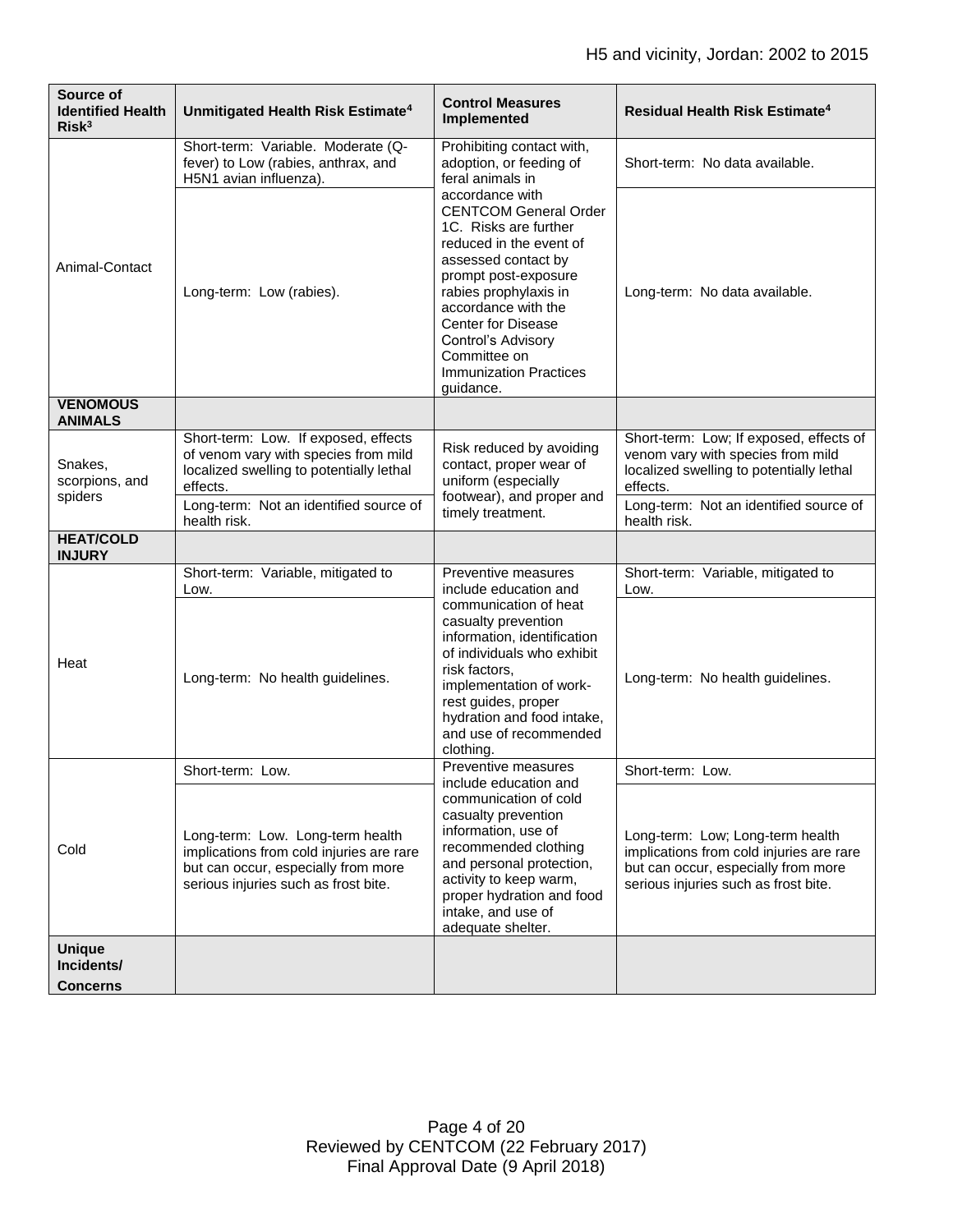| Source of Identified Health Risk[3] | Unmitigated Health Risk Estimate[4] | Control Measures Implemented | Residual Health Risk Estimate[4] |
|---|---|---|---|
| Animal-Contact | Short-term: Variable. Moderate (Q-fever) to Low (rabies, anthrax, and H5N1 avian influenza). | Prohibiting contact with, adoption, or feeding of feral animals in accordance with CENTCOM General Order 1C. Risks are further reduced in the event of assessed contact by prompt post-exposure rabies prophylaxis in accordance with the Center for Disease Control's Advisory Committee on Immunization Practices guidance. | Short-term: No data available. |
| | Long-term: Low (rabies). | | Long-term: No data available. |
| **VENOMOUS ANIMALS** | | | |
| Snakes, scorpions, and spiders | Short-term: Low. If exposed, effects of venom vary with species from mild localized swelling to potentially lethal effects. | Risk reduced by avoiding contact, proper wear of uniform (especially footwear), and proper and timely treatment. | Short-term: Low; If exposed, effects of venom vary with species from mild localized swelling to potentially lethal effects. |
| | Long-term: Not an identified source of health risk. | | Long-term: Not an identified source of health risk. |
| **HEAT/COLD INJURY** | | | |
| Heat | Short-term: Variable, mitigated to Low. | Preventive measures include education and communication of heat casualty prevention information, identification of individuals who exhibit risk factors, implementation of work-rest guides, proper hydration and food intake, and use of recommended clothing. | Short-term: Variable, mitigated to Low. |
| | Long-term: No health guidelines. | | Long-term: No health guidelines. |
| Cold | Short-term: Low. | Preventive measures include education and communication of cold casualty prevention information, use of recommended clothing and personal protection, activity to keep warm, proper hydration and food intake, and use of adequate shelter. | Short-term: Low. |
| | Long-term: Low. Long-term health implications from cold injuries are rare but can occur, especially from more serious injuries such as frost bite. | | Long-term: Low; Long-term health implications from cold injuries are rare but can occur, especially from more serious injuries such as frost bite. |
| **Unique Incidents/ Concerns** | | | |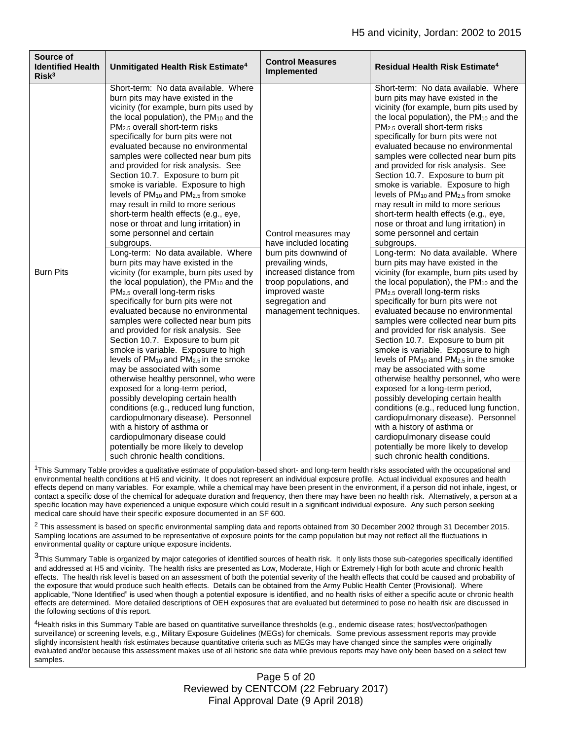| Source of Identified Health Risk[3] | Unmitigated Health Risk Estimate[4] | Control Measures Implemented | Residual Health Risk Estimate[4] |
|---|---|---|---|
| Burn Pits | Short-term: No data available. Where burn pits may have existed in the vicinity (for example, burn pits used by the local population), the $PM_{10}$ and the $PM_{2.5}$ overall short-term risks specifically for burn pits were not evaluated because no environmental samples were collected near burn pits and provided for risk analysis. See Section 10.7. Exposure to burn pit smoke is variable. Exposure to high levels of $PM_{10}$ and $PM_{2.5}$ from smoke may result in mild to more serious short-term health effects (e.g., eye, nose or throat and lung irritation) in some personnel and certain subgroups.<br>Long-term: No data available. Where burn pits may have existed in the vicinity (for example, burn pits used by the local population), the $PM_{10}$ and the $PM_{2.5}$ overall long-term risks specifically for burn pits were not evaluated because no environmental samples were collected near burn pits and provided for risk analysis. See Section 10.7. Exposure to burn pit smoke is variable. Exposure to high levels of $PM_{10}$ and $PM_{2.5}$ in the smoke may be associated with some otherwise healthy personnel, who were exposed for a long-term period, possibly developing certain health conditions (e.g., reduced lung function, cardiopulmonary disease). Personnel with a history of asthma or cardiopulmonary disease could potentially be more likely to develop such chronic health conditions. | Control measures may have included locating burn pits downwind of prevailing winds, increased distance from troop populations, and improved waste segregation and management techniques. | Short-term: No data available. Where burn pits may have existed in the vicinity (for example, burn pits used by the local population), the $PM_{10}$ and the $PM_{2.5}$ overall short-term risks specifically for burn pits were not evaluated because no environmental samples were collected near burn pits and provided for risk analysis. See Section 10.7. Exposure to burn pit smoke is variable. Exposure to high levels of $PM_{10}$ and $PM_{2.5}$ from smoke may result in mild to more serious short-term health effects (e.g., eye, nose or throat and lung irritation) in some personnel and certain subgroups.<br>Long-term: No data available. Where burn pits may have existed in the vicinity (for example, burn pits used by the local population), the $PM_{10}$ and the $PM_{2.5}$ overall long-term risks specifically for burn pits were not evaluated because no environmental samples were collected near burn pits and provided for risk analysis. See Section 10.7. Exposure to burn pit smoke is variable. Exposure to high levels of $PM_{10}$ and $PM_{2.5}$ in the smoke may be associated with some otherwise healthy personnel, who were exposed for a long-term period, possibly developing certain health conditions (e.g., reduced lung function, cardiopulmonary disease). Personnel with a history of asthma or cardiopulmonary disease could potentially be more likely to develop such chronic health conditions. |

[1]This Summary Table provides a qualitative estimate of population-based short- and long-term health risks associated with the occupational and environmental health conditions at H5 and vicinity. It does not represent an individual exposure profile. Actual individual exposures and health effects depend on many variables. For example, while a chemical may have been present in the environment, if a person did not inhale, ingest, or contact a specific dose of the chemical for adequate duration and frequency, then there may have been no health risk. Alternatively, a person at a specific location may have experienced a unique exposure which could result in a significant individual exposure. Any such person seeking medical care should have their specific exposure documented in an SF 600.

[2] This assessment is based on specific environmental sampling data and reports obtained from 30 December 2002 through 31 December 2015. Sampling locations are assumed to be representative of exposure points for the camp population but may not reflect all the fluctuations in environmental quality or capture unique exposure incidents.

[3]This Summary Table is organized by major categories of identified sources of health risk. It only lists those sub-categories specifically identified and addressed at H5 and vicinity. The health risks are presented as Low, Moderate, High or Extremely High for both acute and chronic health effects. The health risk level is based on an assessment of both the potential severity of the health effects that could be caused and probability of the exposure that would produce such health effects. Details can be obtained from the Army Public Health Center (Provisional). Where applicable, "None Identified" is used when though a potential exposure is identified, and no health risks of either a specific acute or chronic health effects are determined. More detailed descriptions of OEH exposures that are evaluated but determined to pose no health risk are discussed in the following sections of this report.

[4]Health risks in this Summary Table are based on quantitative surveillance thresholds (e.g., endemic disease rates; host/vector/pathogen surveillance) or screening levels, e.g., Military Exposure Guidelines (MEGs) for chemicals. Some previous assessment reports may provide slightly inconsistent health risk estimates because quantitative criteria such as MEGs may have changed since the samples were originally evaluated and/or because this assessment makes use of all historic site data while previous reports may have only been based on a select few samples.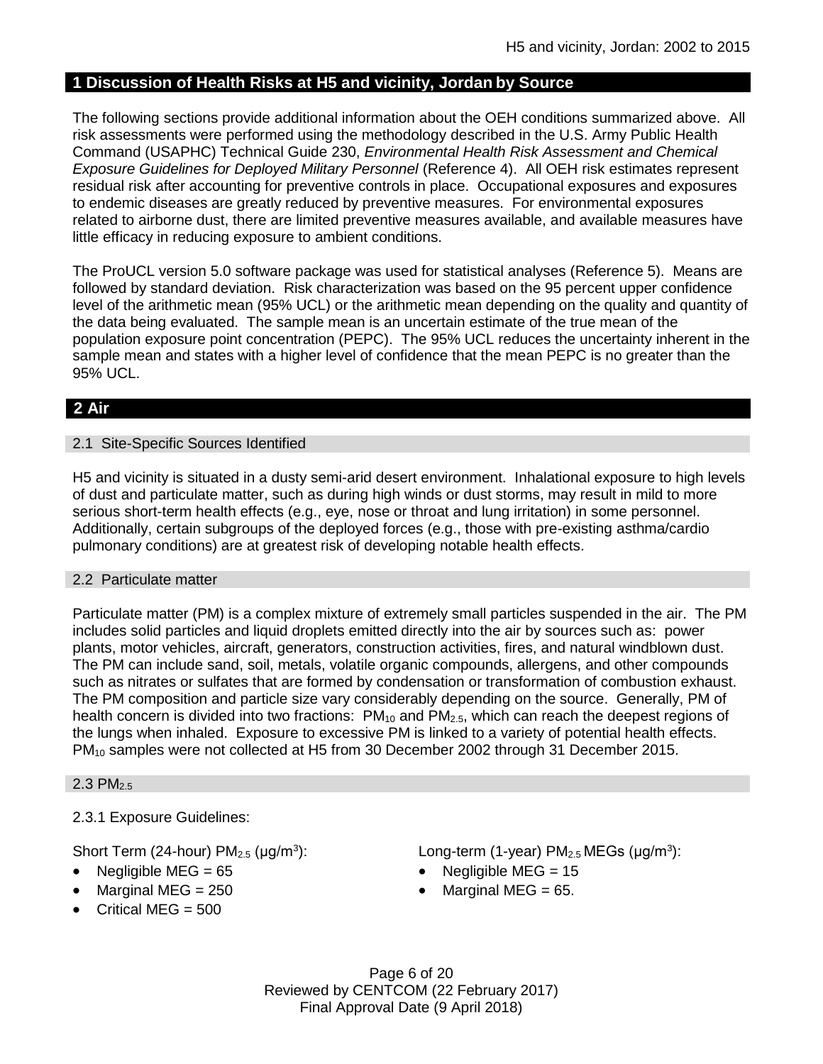## 1 Discussion of Health Risks at H5 and vicinity, Jordan by Source

The following sections provide additional information about the OEH conditions summarized above. All risk assessments were performed using the methodology described in the U.S. Army Public Health Command (USAPHC) Technical Guide 230, *Environmental Health Risk Assessment and Chemical Exposure Guidelines for Deployed Military Personnel* (Reference 4). All OEH risk estimates represent residual risk after accounting for preventive controls in place. Occupational exposures and exposures to endemic diseases are greatly reduced by preventive measures. For environmental exposures related to airborne dust, there are limited preventive measures available, and available measures have little efficacy in reducing exposure to ambient conditions.

The ProUCL version 5.0 software package was used for statistical analyses (Reference 5). Means are followed by standard deviation. Risk characterization was based on the 95 percent upper confidence level of the arithmetic mean (95% UCL) or the arithmetic mean depending on the quality and quantity of the data being evaluated. The sample mean is an uncertain estimate of the true mean of the population exposure point concentration (PEPC). The 95% UCL reduces the uncertainty inherent in the sample mean and states with a higher level of confidence that the mean PEPC is no greater than the 95% UCL.

## 2 Air

### 2.1 Site-Specific Sources Identified

H5 and vicinity is situated in a dusty semi-arid desert environment. Inhalational exposure to high levels of dust and particulate matter, such as during high winds or dust storms, may result in mild to more serious short-term health effects (e.g., eye, nose or throat and lung irritation) in some personnel. Additionally, certain subgroups of the deployed forces (e.g., those with pre-existing asthma/cardio pulmonary conditions) are at greatest risk of developing notable health effects.

### 2.2 Particulate matter

Particulate matter (PM) is a complex mixture of extremely small particles suspended in the air. The PM includes solid particles and liquid droplets emitted directly into the air by sources such as: power plants, motor vehicles, aircraft, generators, construction activities, fires, and natural windblown dust. The PM can include sand, soil, metals, volatile organic compounds, allergens, and other compounds such as nitrates or sulfates that are formed by condensation or transformation of combustion exhaust. The PM composition and particle size vary considerably depending on the source. Generally, PM of health concern is divided into two fractions: $PM_{10}$ and $PM_{2.5}$, which can reach the deepest regions of the lungs when inhaled. Exposure to excessive PM is linked to a variety of potential health effects. $PM_{10}$ samples were not collected at H5 from 30 December 2002 through 31 December 2015.

### 2.3 $PM_{2.5}$

2.3.1 Exposure Guidelines:

Short Term (24-hour) $PM_{2.5}$ ($\mu g/m^3$):

- Negligible MEG = 65
- Marginal MEG = 250
- Critical MEG = 500

Long-term (1-year) $PM_{2.5}$ MEGs ($\mu g/m^3$):

- Negligible MEG = 15
- Marginal MEG = 65.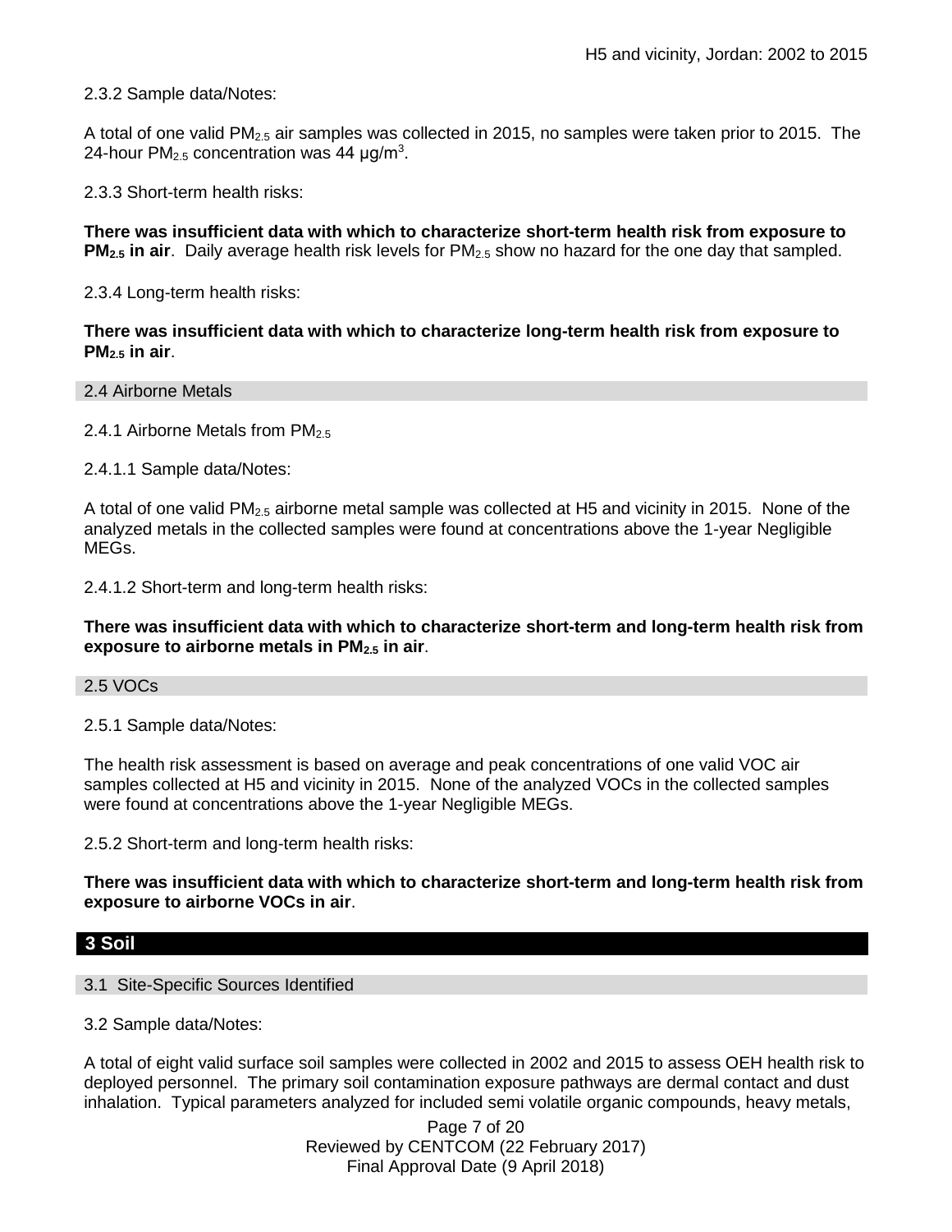2.3.2 Sample data/Notes:

A total of one valid $PM_{2.5}$ air samples was collected in 2015, no samples were taken prior to 2015. The 24-hour $PM_{2.5}$ concentration was 44 μg/$m^3$.

2.3.3 Short-term health risks:

**There was insufficient data with which to characterize short-term health risk from exposure to $PM_{2.5}$ in air**. Daily average health risk levels for $PM_{2.5}$ show no hazard for the one day that sampled.

2.3.4 Long-term health risks:

**There was insufficient data with which to characterize long-term health risk from exposure to $PM_{2.5}$ in air**.

## 2.4 Airborne Metals

2.4.1 Airborne Metals from $PM_{2.5}$

2.4.1.1 Sample data/Notes:

A total of one valid $PM_{2.5}$ airborne metal sample was collected at H5 and vicinity in 2015. None of the analyzed metals in the collected samples were found at concentrations above the 1-year Negligible MEGs.

2.4.1.2 Short-term and long-term health risks:

**There was insufficient data with which to characterize short-term and long-term health risk from exposure to airborne metals in $PM_{2.5}$ in air**.

## 2.5 VOCs

2.5.1 Sample data/Notes:

The health risk assessment is based on average and peak concentrations of one valid VOC air samples collected at H5 and vicinity in 2015. None of the analyzed VOCs in the collected samples were found at concentrations above the 1-year Negligible MEGs.

2.5.2 Short-term and long-term health risks:

**There was insufficient data with which to characterize short-term and long-term health risk from exposure to airborne VOCs in air**.

# 3 Soil

## 3.1 Site-Specific Sources Identified

3.2 Sample data/Notes:

A total of eight valid surface soil samples were collected in 2002 and 2015 to assess OEH health risk to deployed personnel. The primary soil contamination exposure pathways are dermal contact and dust inhalation. Typical parameters analyzed for included semi volatile organic compounds, heavy metals,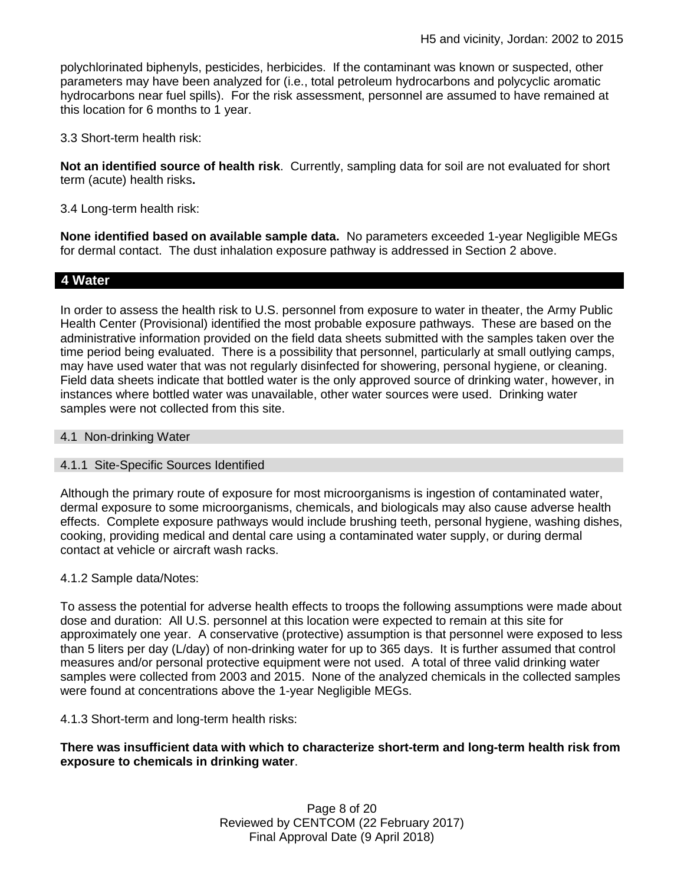polychlorinated biphenyls, pesticides, herbicides. If the contaminant was known or suspected, other parameters may have been analyzed for (i.e., total petroleum hydrocarbons and polycyclic aromatic hydrocarbons near fuel spills). For the risk assessment, personnel are assumed to have remained at this location for 6 months to 1 year.

3.3 Short-term health risk:

**Not an identified source of health risk**. Currently, sampling data for soil are not evaluated for short term (acute) health risks**.**

3.4 Long-term health risk:

**None identified based on available sample data.** No parameters exceeded 1-year Negligible MEGs for dermal contact. The dust inhalation exposure pathway is addressed in Section 2 above.

## 4 Water

In order to assess the health risk to U.S. personnel from exposure to water in theater, the Army Public Health Center (Provisional) identified the most probable exposure pathways. These are based on the administrative information provided on the field data sheets submitted with the samples taken over the time period being evaluated. There is a possibility that personnel, particularly at small outlying camps, may have used water that was not regularly disinfected for showering, personal hygiene, or cleaning. Field data sheets indicate that bottled water is the only approved source of drinking water, however, in instances where bottled water was unavailable, other water sources were used. Drinking water samples were not collected from this site.

### 4.1 Non-drinking Water

#### 4.1.1 Site-Specific Sources Identified

Although the primary route of exposure for most microorganisms is ingestion of contaminated water, dermal exposure to some microorganisms, chemicals, and biologicals may also cause adverse health effects. Complete exposure pathways would include brushing teeth, personal hygiene, washing dishes, cooking, providing medical and dental care using a contaminated water supply, or during dermal contact at vehicle or aircraft wash racks.

4.1.2 Sample data/Notes:

To assess the potential for adverse health effects to troops the following assumptions were made about dose and duration: All U.S. personnel at this location were expected to remain at this site for approximately one year. A conservative (protective) assumption is that personnel were exposed to less than 5 liters per day (L/day) of non-drinking water for up to 365 days. It is further assumed that control measures and/or personal protective equipment were not used. A total of three valid drinking water samples were collected from 2003 and 2015. None of the analyzed chemicals in the collected samples were found at concentrations above the 1-year Negligible MEGs.

4.1.3 Short-term and long-term health risks:

**There was insufficient data with which to characterize short-term and long-term health risk from exposure to chemicals in drinking water**.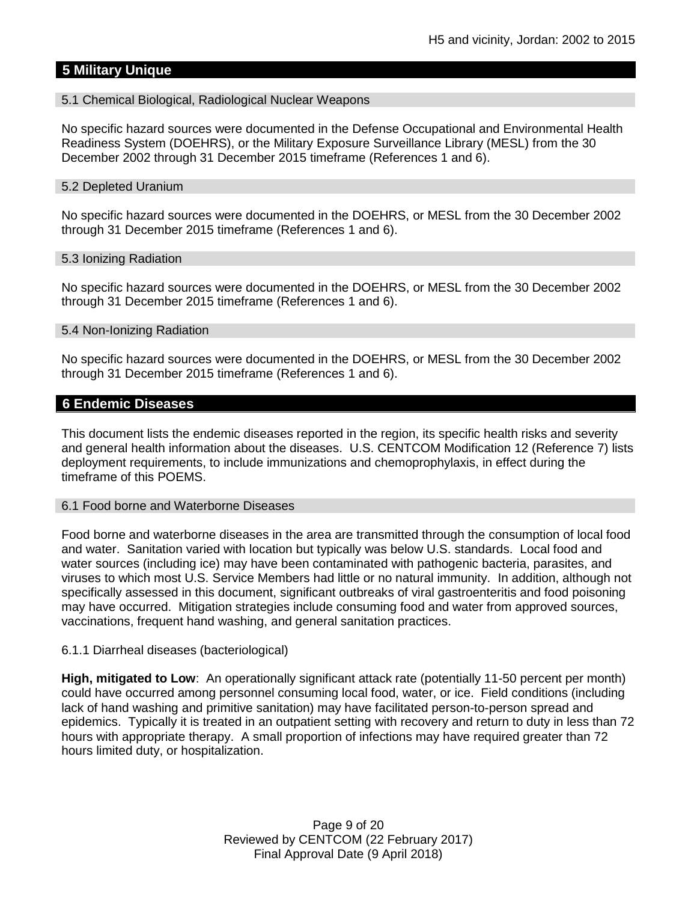## 5 Military Unique

### 5.1 Chemical Biological, Radiological Nuclear Weapons

No specific hazard sources were documented in the Defense Occupational and Environmental Health Readiness System (DOEHRS), or the Military Exposure Surveillance Library (MESL) from the 30 December 2002 through 31 December 2015 timeframe (References 1 and 6).

### 5.2 Depleted Uranium

No specific hazard sources were documented in the DOEHRS, or MESL from the 30 December 2002 through 31 December 2015 timeframe (References 1 and 6).

### 5.3 Ionizing Radiation

No specific hazard sources were documented in the DOEHRS, or MESL from the 30 December 2002 through 31 December 2015 timeframe (References 1 and 6).

### 5.4 Non-Ionizing Radiation

No specific hazard sources were documented in the DOEHRS, or MESL from the 30 December 2002 through 31 December 2015 timeframe (References 1 and 6).

## 6 Endemic Diseases

This document lists the endemic diseases reported in the region, its specific health risks and severity and general health information about the diseases. U.S. CENTCOM Modification 12 (Reference 7) lists deployment requirements, to include immunizations and chemoprophylaxis, in effect during the timeframe of this POEMS.

### 6.1 Food borne and Waterborne Diseases

Food borne and waterborne diseases in the area are transmitted through the consumption of local food and water. Sanitation varied with location but typically was below U.S. standards. Local food and water sources (including ice) may have been contaminated with pathogenic bacteria, parasites, and viruses to which most U.S. Service Members had little or no natural immunity. In addition, although not specifically assessed in this document, significant outbreaks of viral gastroenteritis and food poisoning may have occurred. Mitigation strategies include consuming food and water from approved sources, vaccinations, frequent hand washing, and general sanitation practices.

6.1.1 Diarrheal diseases (bacteriological)

**High, mitigated to Low**: An operationally significant attack rate (potentially 11-50 percent per month) could have occurred among personnel consuming local food, water, or ice. Field conditions (including lack of hand washing and primitive sanitation) may have facilitated person-to-person spread and epidemics. Typically it is treated in an outpatient setting with recovery and return to duty in less than 72 hours with appropriate therapy. A small proportion of infections may have required greater than 72 hours limited duty, or hospitalization.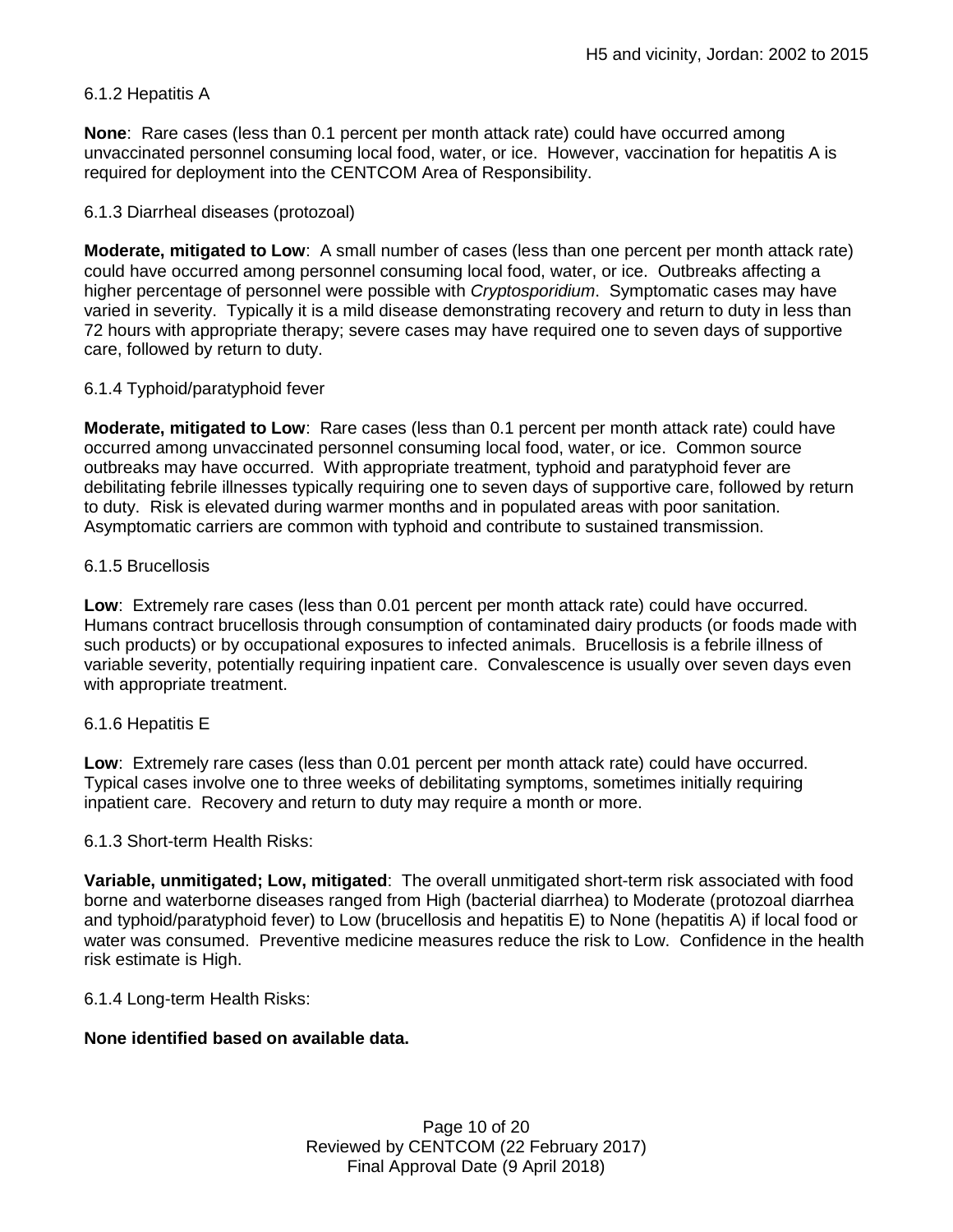6.1.2 Hepatitis A

**None**: Rare cases (less than 0.1 percent per month attack rate) could have occurred among unvaccinated personnel consuming local food, water, or ice. However, vaccination for hepatitis A is required for deployment into the CENTCOM Area of Responsibility.

6.1.3 Diarrheal diseases (protozoal)

**Moderate, mitigated to Low**: A small number of cases (less than one percent per month attack rate) could have occurred among personnel consuming local food, water, or ice. Outbreaks affecting a higher percentage of personnel were possible with *Cryptosporidium*. Symptomatic cases may have varied in severity. Typically it is a mild disease demonstrating recovery and return to duty in less than 72 hours with appropriate therapy; severe cases may have required one to seven days of supportive care, followed by return to duty.

6.1.4 Typhoid/paratyphoid fever

**Moderate, mitigated to Low**: Rare cases (less than 0.1 percent per month attack rate) could have occurred among unvaccinated personnel consuming local food, water, or ice. Common source outbreaks may have occurred. With appropriate treatment, typhoid and paratyphoid fever are debilitating febrile illnesses typically requiring one to seven days of supportive care, followed by return to duty. Risk is elevated during warmer months and in populated areas with poor sanitation. Asymptomatic carriers are common with typhoid and contribute to sustained transmission.

6.1.5 Brucellosis

**Low**: Extremely rare cases (less than 0.01 percent per month attack rate) could have occurred. Humans contract brucellosis through consumption of contaminated dairy products (or foods made with such products) or by occupational exposures to infected animals. Brucellosis is a febrile illness of variable severity, potentially requiring inpatient care. Convalescence is usually over seven days even with appropriate treatment.

6.1.6 Hepatitis E

**Low**: Extremely rare cases (less than 0.01 percent per month attack rate) could have occurred. Typical cases involve one to three weeks of debilitating symptoms, sometimes initially requiring inpatient care. Recovery and return to duty may require a month or more.

6.1.3 Short-term Health Risks:

**Variable, unmitigated; Low, mitigated**: The overall unmitigated short-term risk associated with food borne and waterborne diseases ranged from High (bacterial diarrhea) to Moderate (protozoal diarrhea and typhoid/paratyphoid fever) to Low (brucellosis and hepatitis E) to None (hepatitis A) if local food or water was consumed. Preventive medicine measures reduce the risk to Low. Confidence in the health risk estimate is High.

6.1.4 Long-term Health Risks:

**None identified based on available data.**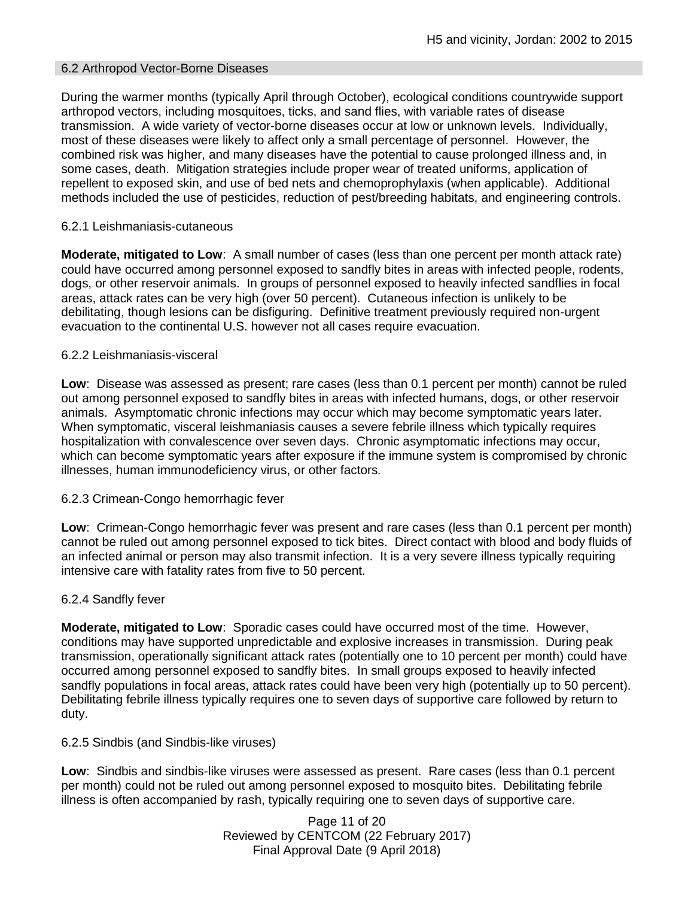## 6.2 Arthropod Vector-Borne Diseases

During the warmer months (typically April through October), ecological conditions countrywide support arthropod vectors, including mosquitoes, ticks, and sand flies, with variable rates of disease transmission. A wide variety of vector-borne diseases occur at low or unknown levels. Individually, most of these diseases were likely to affect only a small percentage of personnel. However, the combined risk was higher, and many diseases have the potential to cause prolonged illness and, in some cases, death. Mitigation strategies include proper wear of treated uniforms, application of repellent to exposed skin, and use of bed nets and chemoprophylaxis (when applicable). Additional methods included the use of pesticides, reduction of pest/breeding habitats, and engineering controls.

### 6.2.1 Leishmaniasis-cutaneous

**Moderate, mitigated to Low**: A small number of cases (less than one percent per month attack rate) could have occurred among personnel exposed to sandfly bites in areas with infected people, rodents, dogs, or other reservoir animals. In groups of personnel exposed to heavily infected sandflies in focal areas, attack rates can be very high (over 50 percent). Cutaneous infection is unlikely to be debilitating, though lesions can be disfiguring. Definitive treatment previously required non-urgent evacuation to the continental U.S. however not all cases require evacuation.

### 6.2.2 Leishmaniasis-visceral

**Low**: Disease was assessed as present; rare cases (less than 0.1 percent per month) cannot be ruled out among personnel exposed to sandfly bites in areas with infected humans, dogs, or other reservoir animals. Asymptomatic chronic infections may occur which may become symptomatic years later. When symptomatic, visceral leishmaniasis causes a severe febrile illness which typically requires hospitalization with convalescence over seven days. Chronic asymptomatic infections may occur, which can become symptomatic years after exposure if the immune system is compromised by chronic illnesses, human immunodeficiency virus, or other factors.

### 6.2.3 Crimean-Congo hemorrhagic fever

**Low**: Crimean-Congo hemorrhagic fever was present and rare cases (less than 0.1 percent per month) cannot be ruled out among personnel exposed to tick bites. Direct contact with blood and body fluids of an infected animal or person may also transmit infection. It is a very severe illness typically requiring intensive care with fatality rates from five to 50 percent.

### 6.2.4 Sandfly fever

**Moderate, mitigated to Low**: Sporadic cases could have occurred most of the time. However, conditions may have supported unpredictable and explosive increases in transmission. During peak transmission, operationally significant attack rates (potentially one to 10 percent per month) could have occurred among personnel exposed to sandfly bites. In small groups exposed to heavily infected sandfly populations in focal areas, attack rates could have been very high (potentially up to 50 percent). Debilitating febrile illness typically requires one to seven days of supportive care followed by return to duty.

### 6.2.5 Sindbis (and Sindbis-like viruses)

**Low**: Sindbis and sindbis-like viruses were assessed as present. Rare cases (less than 0.1 percent per month) could not be ruled out among personnel exposed to mosquito bites. Debilitating febrile illness is often accompanied by rash, typically requiring one to seven days of supportive care.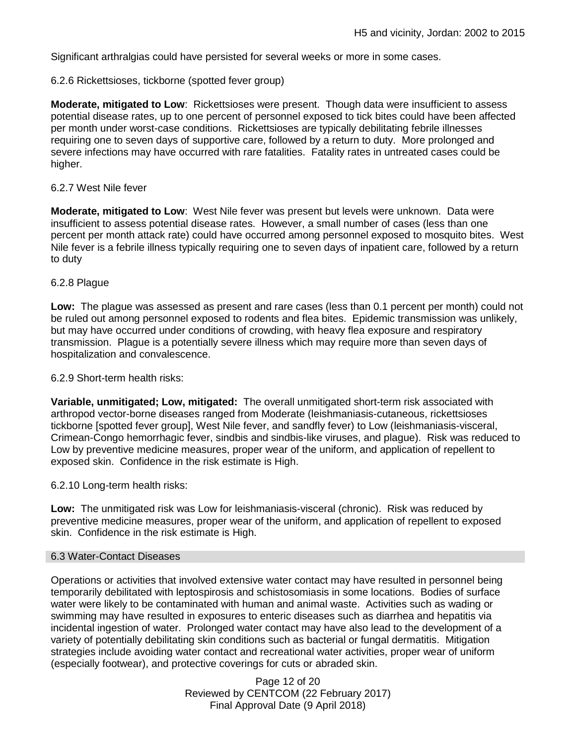Significant arthralgias could have persisted for several weeks or more in some cases.

#### 6.2.6 Rickettsioses, tickborne (spotted fever group)

**Moderate, mitigated to Low**: Rickettsioses were present. Though data were insufficient to assess potential disease rates, up to one percent of personnel exposed to tick bites could have been affected per month under worst-case conditions. Rickettsioses are typically debilitating febrile illnesses requiring one to seven days of supportive care, followed by a return to duty. More prolonged and severe infections may have occurred with rare fatalities. Fatality rates in untreated cases could be higher.

#### 6.2.7 West Nile fever

**Moderate, mitigated to Low**: West Nile fever was present but levels were unknown. Data were insufficient to assess potential disease rates. However, a small number of cases (less than one percent per month attack rate) could have occurred among personnel exposed to mosquito bites. West Nile fever is a febrile illness typically requiring one to seven days of inpatient care, followed by a return to duty

#### 6.2.8 Plague

**Low:** The plague was assessed as present and rare cases (less than 0.1 percent per month) could not be ruled out among personnel exposed to rodents and flea bites. Epidemic transmission was unlikely, but may have occurred under conditions of crowding, with heavy flea exposure and respiratory transmission. Plague is a potentially severe illness which may require more than seven days of hospitalization and convalescence.

#### 6.2.9 Short-term health risks:

**Variable, unmitigated; Low, mitigated:** The overall unmitigated short-term risk associated with arthropod vector-borne diseases ranged from Moderate (leishmaniasis-cutaneous, rickettsioses tickborne [spotted fever group], West Nile fever, and sandfly fever) to Low (leishmaniasis-visceral, Crimean-Congo hemorrhagic fever, sindbis and sindbis-like viruses, and plague). Risk was reduced to Low by preventive medicine measures, proper wear of the uniform, and application of repellent to exposed skin. Confidence in the risk estimate is High.

#### 6.2.10 Long-term health risks:

**Low:** The unmitigated risk was Low for leishmaniasis-visceral (chronic). Risk was reduced by preventive medicine measures, proper wear of the uniform, and application of repellent to exposed skin. Confidence in the risk estimate is High.

### 6.3 Water-Contact Diseases

Operations or activities that involved extensive water contact may have resulted in personnel being temporarily debilitated with leptospirosis and schistosomiasis in some locations. Bodies of surface water were likely to be contaminated with human and animal waste. Activities such as wading or swimming may have resulted in exposures to enteric diseases such as diarrhea and hepatitis via incidental ingestion of water. Prolonged water contact may have also lead to the development of a variety of potentially debilitating skin conditions such as bacterial or fungal dermatitis. Mitigation strategies include avoiding water contact and recreational water activities, proper wear of uniform (especially footwear), and protective coverings for cuts or abraded skin.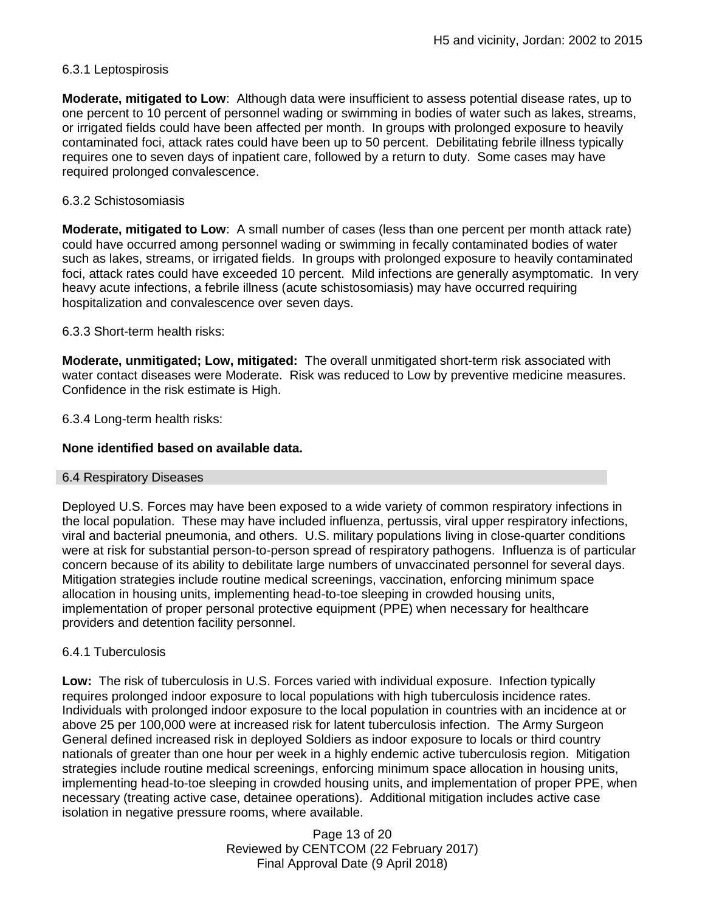#### 6.3.1 Leptospirosis

**Moderate, mitigated to Low**: Although data were insufficient to assess potential disease rates, up to one percent to 10 percent of personnel wading or swimming in bodies of water such as lakes, streams, or irrigated fields could have been affected per month. In groups with prolonged exposure to heavily contaminated foci, attack rates could have been up to 50 percent. Debilitating febrile illness typically requires one to seven days of inpatient care, followed by a return to duty. Some cases may have required prolonged convalescence.

#### 6.3.2 Schistosomiasis

**Moderate, mitigated to Low**: A small number of cases (less than one percent per month attack rate) could have occurred among personnel wading or swimming in fecally contaminated bodies of water such as lakes, streams, or irrigated fields. In groups with prolonged exposure to heavily contaminated foci, attack rates could have exceeded 10 percent. Mild infections are generally asymptomatic. In very heavy acute infections, a febrile illness (acute schistosomiasis) may have occurred requiring hospitalization and convalescence over seven days.

#### 6.3.3 Short-term health risks:

**Moderate, unmitigated; Low, mitigated:** The overall unmitigated short-term risk associated with water contact diseases were Moderate. Risk was reduced to Low by preventive medicine measures. Confidence in the risk estimate is High.

#### 6.3.4 Long-term health risks:

**None identified based on available data.**

### 6.4 Respiratory Diseases

Deployed U.S. Forces may have been exposed to a wide variety of common respiratory infections in the local population. These may have included influenza, pertussis, viral upper respiratory infections, viral and bacterial pneumonia, and others. U.S. military populations living in close-quarter conditions were at risk for substantial person-to-person spread of respiratory pathogens. Influenza is of particular concern because of its ability to debilitate large numbers of unvaccinated personnel for several days. Mitigation strategies include routine medical screenings, vaccination, enforcing minimum space allocation in housing units, implementing head-to-toe sleeping in crowded housing units, implementation of proper personal protective equipment (PPE) when necessary for healthcare providers and detention facility personnel.

#### 6.4.1 Tuberculosis

**Low:** The risk of tuberculosis in U.S. Forces varied with individual exposure. Infection typically requires prolonged indoor exposure to local populations with high tuberculosis incidence rates. Individuals with prolonged indoor exposure to the local population in countries with an incidence at or above 25 per 100,000 were at increased risk for latent tuberculosis infection. The Army Surgeon General defined increased risk in deployed Soldiers as indoor exposure to locals or third country nationals of greater than one hour per week in a highly endemic active tuberculosis region. Mitigation strategies include routine medical screenings, enforcing minimum space allocation in housing units, implementing head-to-toe sleeping in crowded housing units, and implementation of proper PPE, when necessary (treating active case, detainee operations). Additional mitigation includes active case isolation in negative pressure rooms, where available.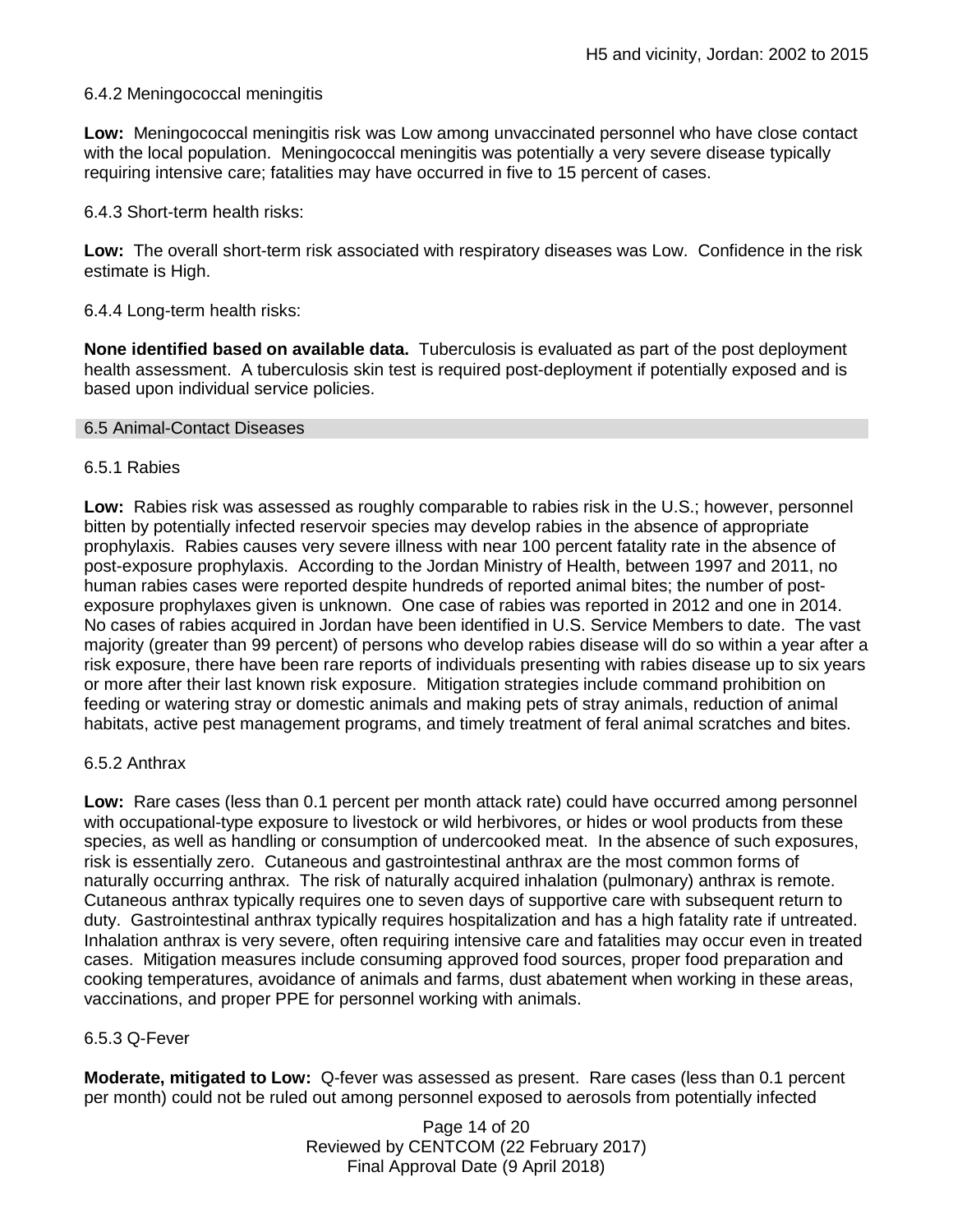#### 6.4.2 Meningococcal meningitis

**Low:** Meningococcal meningitis risk was Low among unvaccinated personnel who have close contact with the local population. Meningococcal meningitis was potentially a very severe disease typically requiring intensive care; fatalities may have occurred in five to 15 percent of cases.

#### 6.4.3 Short-term health risks:

**Low:** The overall short-term risk associated with respiratory diseases was Low. Confidence in the risk estimate is High.

#### 6.4.4 Long-term health risks:

**None identified based on available data.** Tuberculosis is evaluated as part of the post deployment health assessment. A tuberculosis skin test is required post-deployment if potentially exposed and is based upon individual service policies.

### 6.5 Animal-Contact Diseases

#### 6.5.1 Rabies

**Low:** Rabies risk was assessed as roughly comparable to rabies risk in the U.S.; however, personnel bitten by potentially infected reservoir species may develop rabies in the absence of appropriate prophylaxis. Rabies causes very severe illness with near 100 percent fatality rate in the absence of post-exposure prophylaxis. According to the Jordan Ministry of Health, between 1997 and 2011, no human rabies cases were reported despite hundreds of reported animal bites; the number of post-exposure prophylaxes given is unknown. One case of rabies was reported in 2012 and one in 2014. No cases of rabies acquired in Jordan have been identified in U.S. Service Members to date. The vast majority (greater than 99 percent) of persons who develop rabies disease will do so within a year after a risk exposure, there have been rare reports of individuals presenting with rabies disease up to six years or more after their last known risk exposure. Mitigation strategies include command prohibition on feeding or watering stray or domestic animals and making pets of stray animals, reduction of animal habitats, active pest management programs, and timely treatment of feral animal scratches and bites.

#### 6.5.2 Anthrax

**Low:** Rare cases (less than 0.1 percent per month attack rate) could have occurred among personnel with occupational-type exposure to livestock or wild herbivores, or hides or wool products from these species, as well as handling or consumption of undercooked meat. In the absence of such exposures, risk is essentially zero. Cutaneous and gastrointestinal anthrax are the most common forms of naturally occurring anthrax. The risk of naturally acquired inhalation (pulmonary) anthrax is remote. Cutaneous anthrax typically requires one to seven days of supportive care with subsequent return to duty. Gastrointestinal anthrax typically requires hospitalization and has a high fatality rate if untreated. Inhalation anthrax is very severe, often requiring intensive care and fatalities may occur even in treated cases. Mitigation measures include consuming approved food sources, proper food preparation and cooking temperatures, avoidance of animals and farms, dust abatement when working in these areas, vaccinations, and proper PPE for personnel working with animals.

#### 6.5.3 Q-Fever

**Moderate, mitigated to Low:** Q-fever was assessed as present. Rare cases (less than 0.1 percent per month) could not be ruled out among personnel exposed to aerosols from potentially infected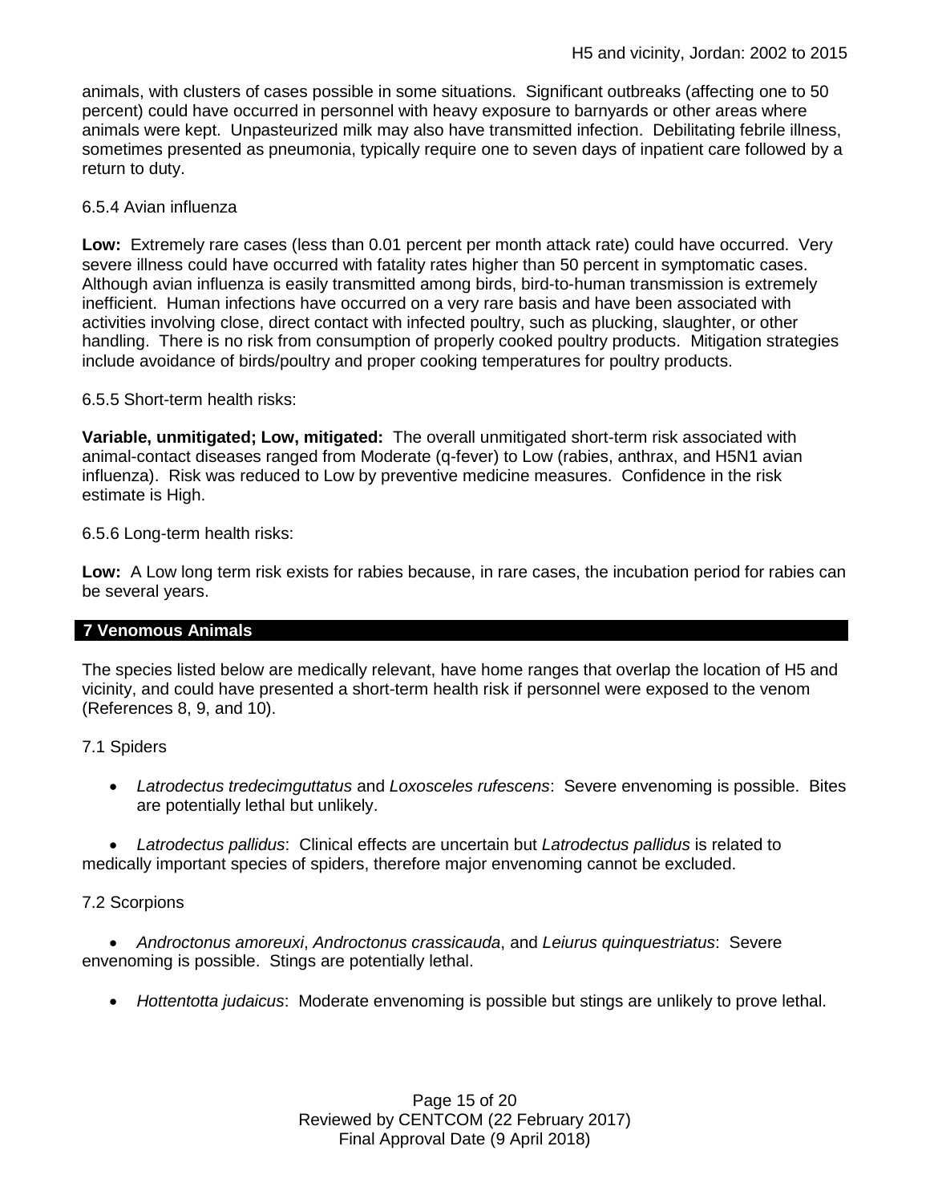animals, with clusters of cases possible in some situations. Significant outbreaks (affecting one to 50 percent) could have occurred in personnel with heavy exposure to barnyards or other areas where animals were kept. Unpasteurized milk may also have transmitted infection. Debilitating febrile illness, sometimes presented as pneumonia, typically require one to seven days of inpatient care followed by a return to duty.

6.5.4 Avian influenza

**Low:** Extremely rare cases (less than 0.01 percent per month attack rate) could have occurred. Very severe illness could have occurred with fatality rates higher than 50 percent in symptomatic cases. Although avian influenza is easily transmitted among birds, bird-to-human transmission is extremely inefficient. Human infections have occurred on a very rare basis and have been associated with activities involving close, direct contact with infected poultry, such as plucking, slaughter, or other handling. There is no risk from consumption of properly cooked poultry products. Mitigation strategies include avoidance of birds/poultry and proper cooking temperatures for poultry products.

6.5.5 Short-term health risks:

**Variable, unmitigated; Low, mitigated:** The overall unmitigated short-term risk associated with animal-contact diseases ranged from Moderate (q-fever) to Low (rabies, anthrax, and H5N1 avian influenza). Risk was reduced to Low by preventive medicine measures. Confidence in the risk estimate is High.

6.5.6 Long-term health risks:

**Low:** A Low long term risk exists for rabies because, in rare cases, the incubation period for rabies can be several years.

## 7 Venomous Animals

The species listed below are medically relevant, have home ranges that overlap the location of H5 and vicinity, and could have presented a short-term health risk if personnel were exposed to the venom (References 8, 9, and 10).

7.1 Spiders

- *Latrodectus tredecimguttatus* and *Loxosceles rufescens*: Severe envenoming is possible. Bites are potentially lethal but unlikely.
- *Latrodectus pallidus*: Clinical effects are uncertain but *Latrodectus pallidus* is related to medically important species of spiders, therefore major envenoming cannot be excluded.

7.2 Scorpions

- *Androctonus amoreuxi*, *Androctonus crassicauda*, and *Leiurus quinquestriatus*: Severe envenoming is possible. Stings are potentially lethal.
- *Hottentotta judaicus*: Moderate envenoming is possible but stings are unlikely to prove lethal.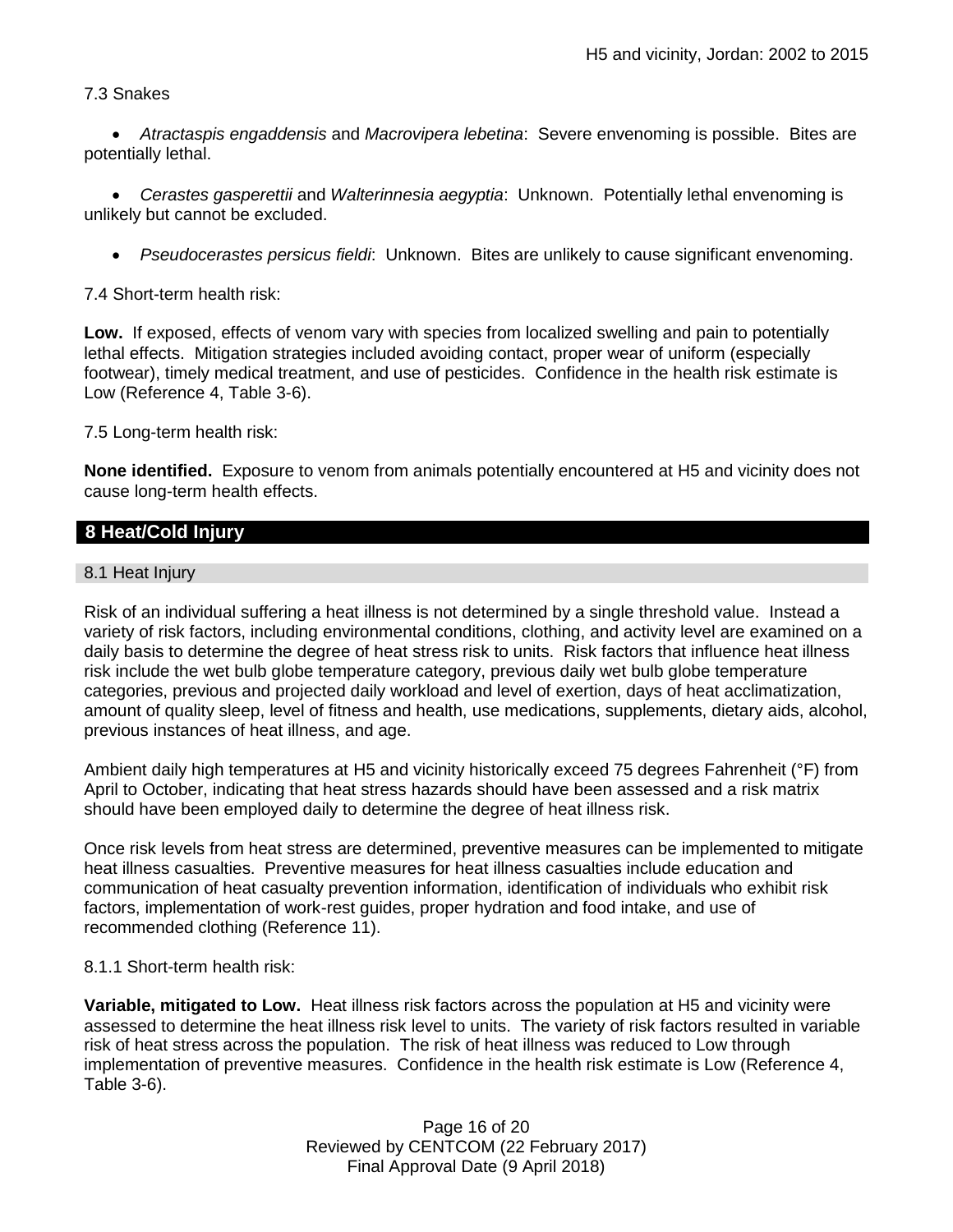7.3 Snakes

- *Atractaspis engaddensis* and *Macrovipera lebetina*: Severe envenoming is possible. Bites are potentially lethal.

- *Cerastes gasperettii* and *Walterinnesia aegyptia*: Unknown. Potentially lethal envenoming is unlikely but cannot be excluded.

- *Pseudocerastes persicus fieldi*: Unknown. Bites are unlikely to cause significant envenoming.

7.4 Short-term health risk:

**Low.** If exposed, effects of venom vary with species from localized swelling and pain to potentially lethal effects. Mitigation strategies included avoiding contact, proper wear of uniform (especially footwear), timely medical treatment, and use of pesticides. Confidence in the health risk estimate is Low (Reference 4, Table 3-6).

7.5 Long-term health risk:

**None identified.** Exposure to venom from animals potentially encountered at H5 and vicinity does not cause long-term health effects.

## 8 Heat/Cold Injury

### 8.1 Heat Injury

Risk of an individual suffering a heat illness is not determined by a single threshold value. Instead a variety of risk factors, including environmental conditions, clothing, and activity level are examined on a daily basis to determine the degree of heat stress risk to units. Risk factors that influence heat illness risk include the wet bulb globe temperature category, previous daily wet bulb globe temperature categories, previous and projected daily workload and level of exertion, days of heat acclimatization, amount of quality sleep, level of fitness and health, use medications, supplements, dietary aids, alcohol, previous instances of heat illness, and age.

Ambient daily high temperatures at H5 and vicinity historically exceed 75 degrees Fahrenheit (°F) from April to October, indicating that heat stress hazards should have been assessed and a risk matrix should have been employed daily to determine the degree of heat illness risk.

Once risk levels from heat stress are determined, preventive measures can be implemented to mitigate heat illness casualties. Preventive measures for heat illness casualties include education and communication of heat casualty prevention information, identification of individuals who exhibit risk factors, implementation of work-rest guides, proper hydration and food intake, and use of recommended clothing (Reference 11).

8.1.1 Short-term health risk:

**Variable, mitigated to Low.** Heat illness risk factors across the population at H5 and vicinity were assessed to determine the heat illness risk level to units. The variety of risk factors resulted in variable risk of heat stress across the population. The risk of heat illness was reduced to Low through implementation of preventive measures. Confidence in the health risk estimate is Low (Reference 4, Table 3-6).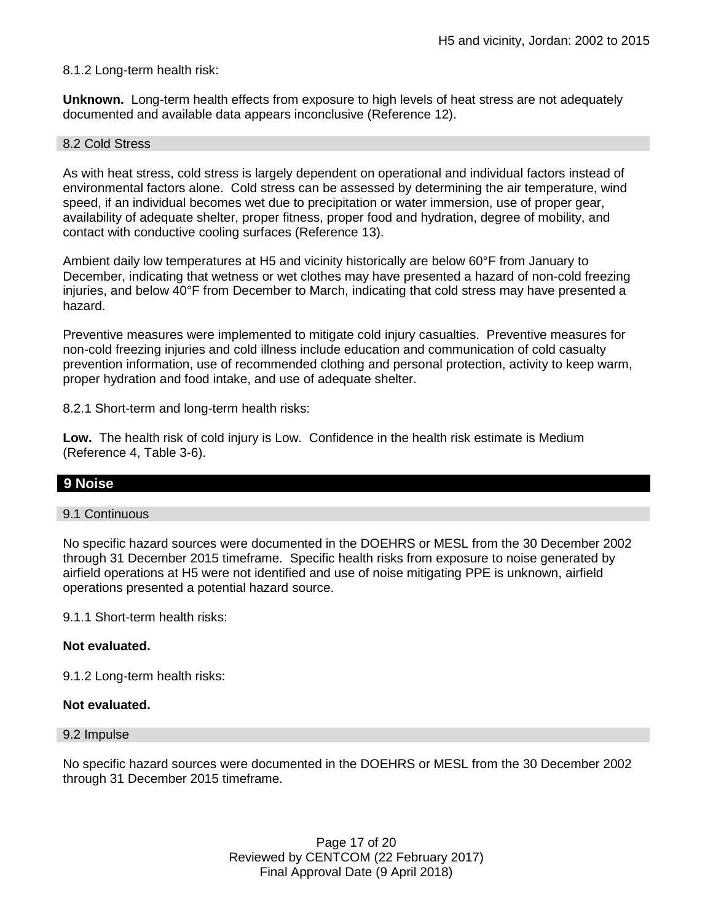8.1.2 Long-term health risk:

**Unknown.** Long-term health effects from exposure to high levels of heat stress are not adequately documented and available data appears inconclusive (Reference 12).

### 8.2 Cold Stress

As with heat stress, cold stress is largely dependent on operational and individual factors instead of environmental factors alone. Cold stress can be assessed by determining the air temperature, wind speed, if an individual becomes wet due to precipitation or water immersion, use of proper gear, availability of adequate shelter, proper fitness, proper food and hydration, degree of mobility, and contact with conductive cooling surfaces (Reference 13).

Ambient daily low temperatures at H5 and vicinity historically are below 60°F from January to December, indicating that wetness or wet clothes may have presented a hazard of non-cold freezing injuries, and below 40°F from December to March, indicating that cold stress may have presented a hazard.

Preventive measures were implemented to mitigate cold injury casualties. Preventive measures for non-cold freezing injuries and cold illness include education and communication of cold casualty prevention information, use of recommended clothing and personal protection, activity to keep warm, proper hydration and food intake, and use of adequate shelter.

8.2.1 Short-term and long-term health risks:

**Low.** The health risk of cold injury is Low. Confidence in the health risk estimate is Medium (Reference 4, Table 3-6).

## 9 Noise

### 9.1 Continuous

No specific hazard sources were documented in the DOEHRS or MESL from the 30 December 2002 through 31 December 2015 timeframe. Specific health risks from exposure to noise generated by airfield operations at H5 were not identified and use of noise mitigating PPE is unknown, airfield operations presented a potential hazard source.

9.1.1 Short-term health risks:

**Not evaluated.**

9.1.2 Long-term health risks:

**Not evaluated.**

### 9.2 Impulse

No specific hazard sources were documented in the DOEHRS or MESL from the 30 December 2002 through 31 December 2015 timeframe.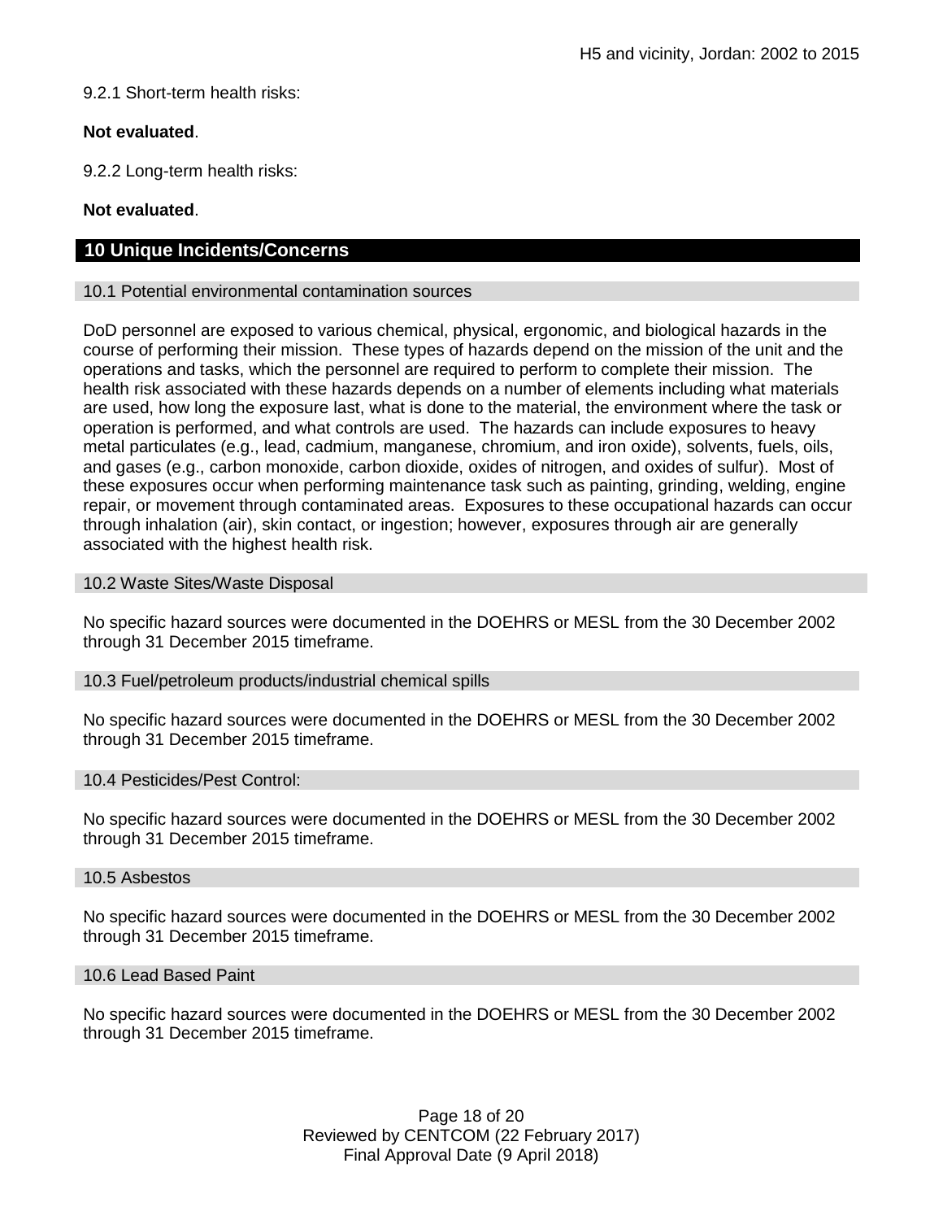9.2.1 Short-term health risks:

**Not evaluated**.

9.2.2 Long-term health risks:

**Not evaluated**.

## 10 Unique Incidents/Concerns

### 10.1 Potential environmental contamination sources

DoD personnel are exposed to various chemical, physical, ergonomic, and biological hazards in the course of performing their mission. These types of hazards depend on the mission of the unit and the operations and tasks, which the personnel are required to perform to complete their mission. The health risk associated with these hazards depends on a number of elements including what materials are used, how long the exposure last, what is done to the material, the environment where the task or operation is performed, and what controls are used. The hazards can include exposures to heavy metal particulates (e.g., lead, cadmium, manganese, chromium, and iron oxide), solvents, fuels, oils, and gases (e.g., carbon monoxide, carbon dioxide, oxides of nitrogen, and oxides of sulfur). Most of these exposures occur when performing maintenance task such as painting, grinding, welding, engine repair, or movement through contaminated areas. Exposures to these occupational hazards can occur through inhalation (air), skin contact, or ingestion; however, exposures through air are generally associated with the highest health risk.

### 10.2 Waste Sites/Waste Disposal

No specific hazard sources were documented in the DOEHRS or MESL from the 30 December 2002 through 31 December 2015 timeframe.

### 10.3 Fuel/petroleum products/industrial chemical spills

No specific hazard sources were documented in the DOEHRS or MESL from the 30 December 2002 through 31 December 2015 timeframe.

### 10.4 Pesticides/Pest Control:

No specific hazard sources were documented in the DOEHRS or MESL from the 30 December 2002 through 31 December 2015 timeframe.

### 10.5 Asbestos

No specific hazard sources were documented in the DOEHRS or MESL from the 30 December 2002 through 31 December 2015 timeframe.

### 10.6 Lead Based Paint

No specific hazard sources were documented in the DOEHRS or MESL from the 30 December 2002 through 31 December 2015 timeframe.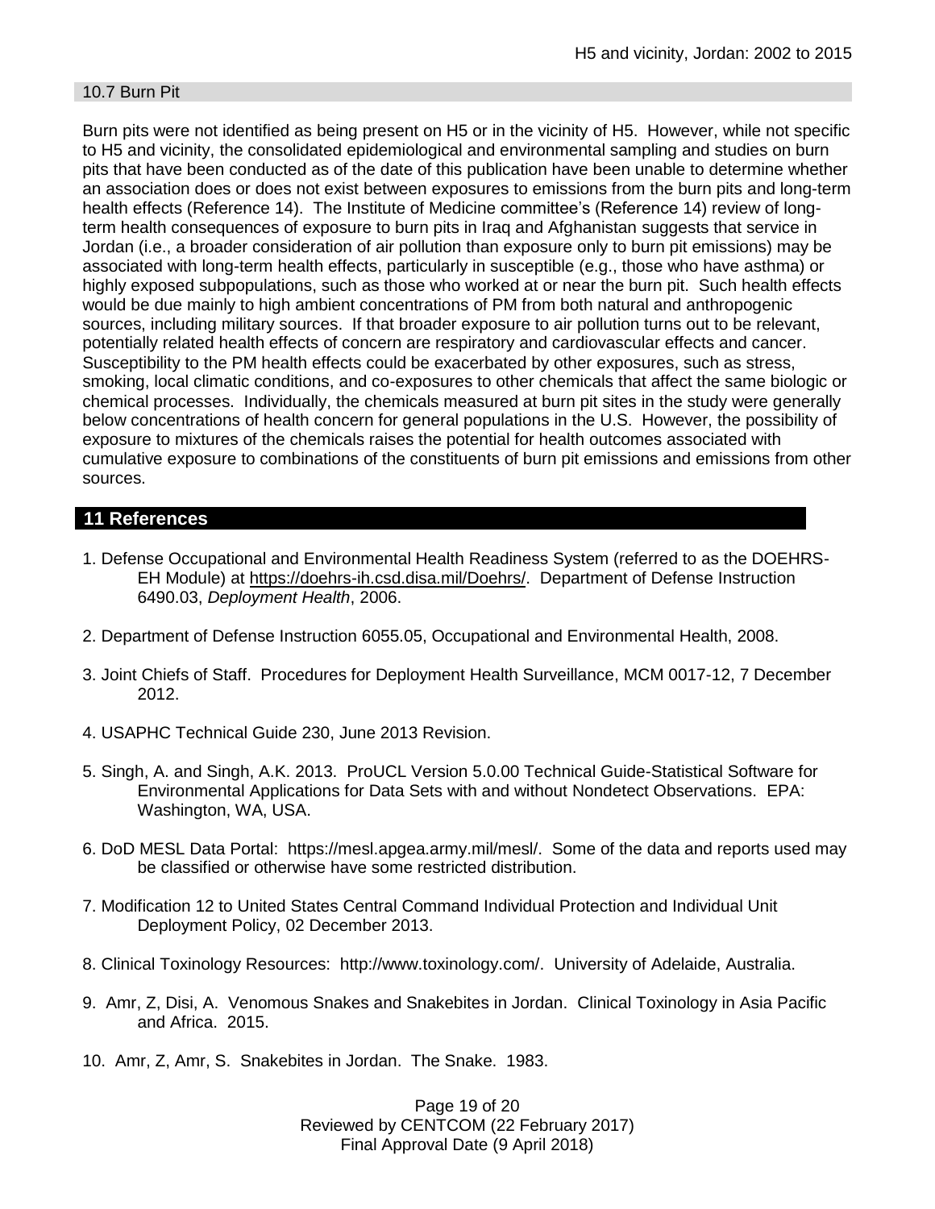### 10.7 Burn Pit

Burn pits were not identified as being present on H5 or in the vicinity of H5. However, while not specific to H5 and vicinity, the consolidated epidemiological and environmental sampling and studies on burn pits that have been conducted as of the date of this publication have been unable to determine whether an association does or does not exist between exposures to emissions from the burn pits and long-term health effects (Reference 14). The Institute of Medicine committee's (Reference 14) review of long-term health consequences of exposure to burn pits in Iraq and Afghanistan suggests that service in Jordan (i.e., a broader consideration of air pollution than exposure only to burn pit emissions) may be associated with long-term health effects, particularly in susceptible (e.g., those who have asthma) or highly exposed subpopulations, such as those who worked at or near the burn pit. Such health effects would be due mainly to high ambient concentrations of PM from both natural and anthropogenic sources, including military sources. If that broader exposure to air pollution turns out to be relevant, potentially related health effects of concern are respiratory and cardiovascular effects and cancer. Susceptibility to the PM health effects could be exacerbated by other exposures, such as stress, smoking, local climatic conditions, and co-exposures to other chemicals that affect the same biologic or chemical processes. Individually, the chemicals measured at burn pit sites in the study were generally below concentrations of health concern for general populations in the U.S. However, the possibility of exposure to mixtures of the chemicals raises the potential for health outcomes associated with cumulative exposure to combinations of the constituents of burn pit emissions and emissions from other sources.

## 11 References

1. Defense Occupational and Environmental Health Readiness System (referred to as the DOEHRS-EH Module) at https://doehrs-ih.csd.disa.mil/Doehrs/. Department of Defense Instruction 6490.03, *Deployment Health*, 2006.

2. Department of Defense Instruction 6055.05, Occupational and Environmental Health, 2008.

3. Joint Chiefs of Staff. Procedures for Deployment Health Surveillance, MCM 0017-12, 7 December 2012.

4. USAPHC Technical Guide 230, June 2013 Revision.

5. Singh, A. and Singh, A.K. 2013. ProUCL Version 5.0.00 Technical Guide-Statistical Software for Environmental Applications for Data Sets with and without Nondetect Observations. EPA: Washington, WA, USA.

6. DoD MESL Data Portal: https://mesl.apgea.army.mil/mesl/. Some of the data and reports used may be classified or otherwise have some restricted distribution.

7. Modification 12 to United States Central Command Individual Protection and Individual Unit Deployment Policy, 02 December 2013.

8. Clinical Toxinology Resources: http://www.toxinology.com/. University of Adelaide, Australia.

9. Amr, Z, Disi, A. Venomous Snakes and Snakebites in Jordan. Clinical Toxinology in Asia Pacific and Africa. 2015.

10. Amr, Z, Amr, S. Snakebites in Jordan. The Snake. 1983.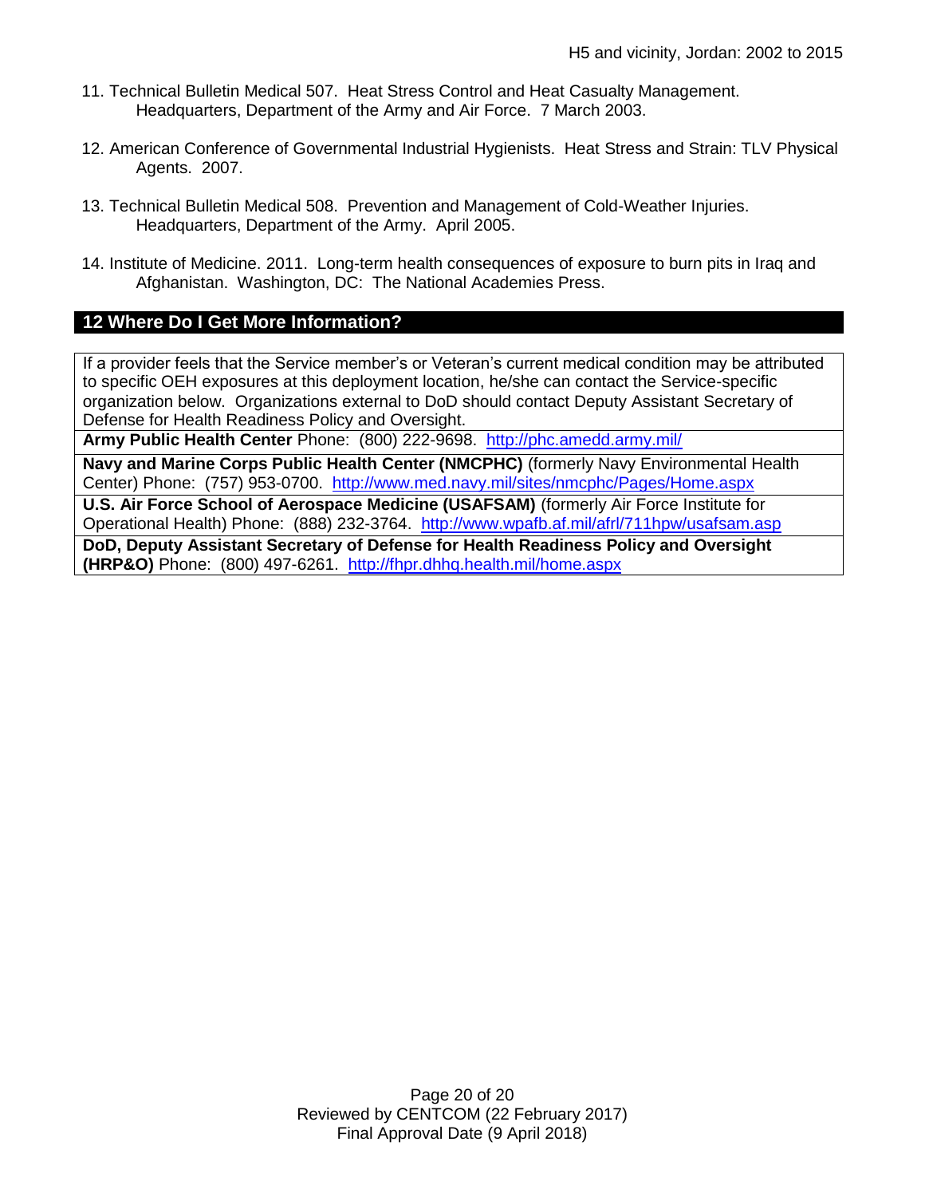11. Technical Bulletin Medical 507. Heat Stress Control and Heat Casualty Management. Headquarters, Department of the Army and Air Force. 7 March 2003.

12. American Conference of Governmental Industrial Hygienists. Heat Stress and Strain: TLV Physical Agents. 2007.

13. Technical Bulletin Medical 508. Prevention and Management of Cold-Weather Injuries. Headquarters, Department of the Army. April 2005.

14. Institute of Medicine. 2011. Long-term health consequences of exposure to burn pits in Iraq and Afghanistan. Washington, DC: The National Academies Press.

## 12 Where Do I Get More Information?

| |
|---|
| If a provider feels that the Service member's or Veteran's current medical condition may be attributed to specific OEH exposures at this deployment location, he/she can contact the Service-specific organization below. Organizations external to DoD should contact Deputy Assistant Secretary of Defense for Health Readiness Policy and Oversight. |
| **Army Public Health Center** Phone: (800) 222-9698. http://phc.amedd.army.mil/ |
| **Navy and Marine Corps Public Health Center (NMCPHC)** (formerly Navy Environmental Health Center) Phone: (757) 953-0700. http://www.med.navy.mil/sites/nmcphc/Pages/Home.aspx |
| **U.S. Air Force School of Aerospace Medicine (USAFSAM)** (formerly Air Force Institute for Operational Health) Phone: (888) 232-3764. http://www.wpafb.af.mil/afrl/711hpw/usafsam.asp |
| **DoD, Deputy Assistant Secretary of Defense for Health Readiness Policy and Oversight (HRP&O)** Phone: (800) 497-6261. http://fhpr.dhhq.health.mil/home.aspx |

Reviewed by CENTCOM (22 February 2017)
Final Approval Date (9 April 2018)